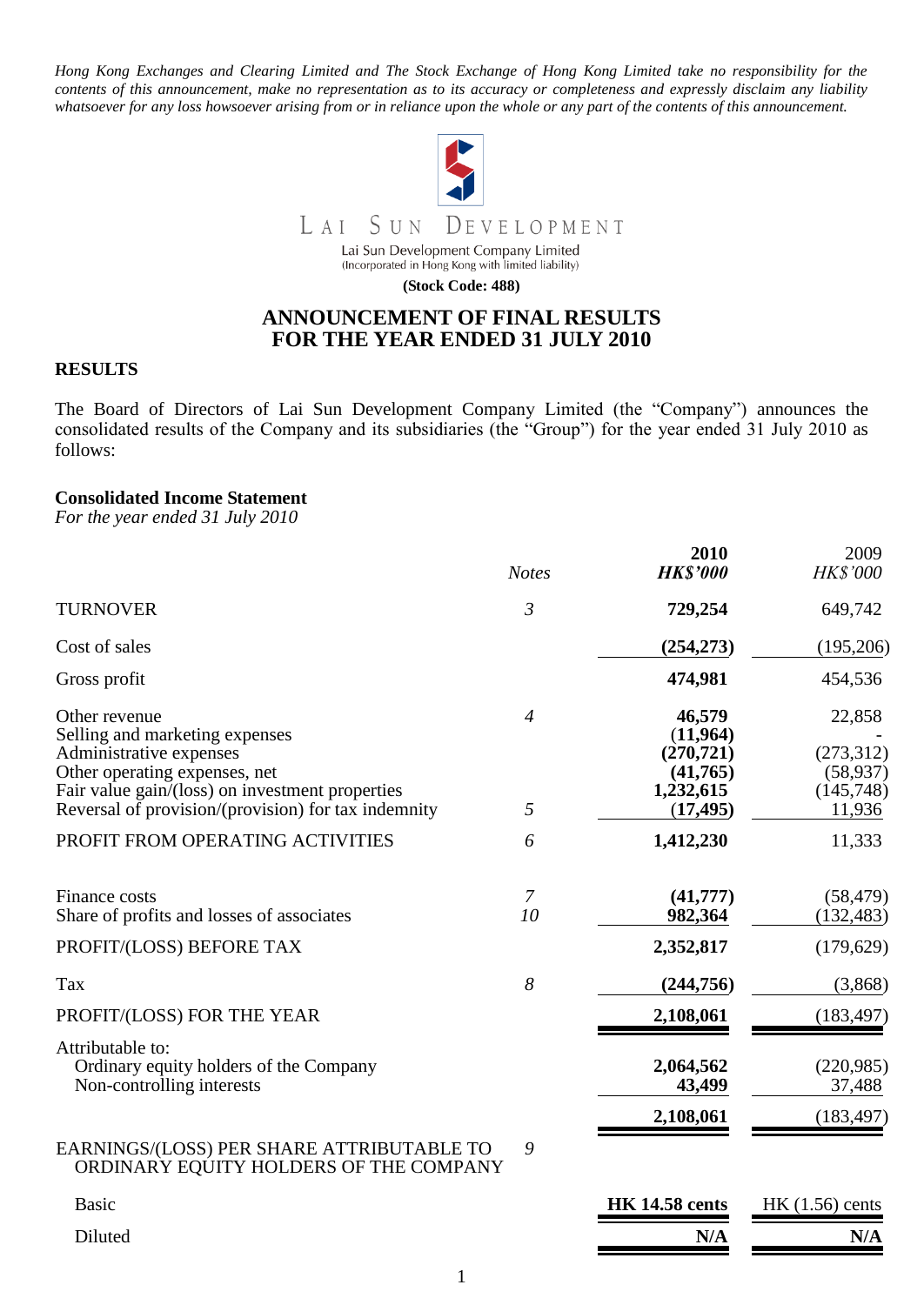*Hong Kong Exchanges and Clearing Limited and The Stock Exchange of Hong Kong Limited take no responsibility for the contents of this announcement, make no representation as to its accuracy or completeness and expressly disclaim any liability whatsoever for any loss howsoever arising from or in reliance upon the whole or any part of the contents of this announcement.*

LAI SUN DEVELOPMENT

Lai Sun Development Company Limited
(Incorporated in Hong Kong with limited liability)

**(Stock Code: 488)**

# ANNOUNCEMENT OF FINAL RESULTS FOR THE YEAR ENDED 31 JULY 2010

## RESULTS

The Board of Directors of Lai Sun Development Company Limited (the "Company") announces the consolidated results of the Company and its subsidiaries (the "Group") for the year ended 31 July 2010 as follows:

**Consolidated Income Statement**
*For the year ended 31 July 2010*

| | *Notes* | **2010** ***HK\$'000*** | 2009 *HK\$'000* |
|---|---|---|---|
| TURNOVER | *3* | **729,254** | 649,742 |
| Cost of sales | | **(254,273)** | (195,206) |
| Gross profit | | **474,981** | 454,536 |
| Other revenue | *4* | **46,579** | 22,858 |
| Selling and marketing expenses | | **(11,964)** | - |
| Administrative expenses | | **(270,721)** | (273,312) |
| Other operating expenses, net | | **(41,765)** | (58,937) |
| Fair value gain/(loss) on investment properties | | **1,232,615** | (145,748) |
| Reversal of provision/(provision) for tax indemnity | *5* | **(17,495)** | 11,936 |
| PROFIT FROM OPERATING ACTIVITIES | *6* | **1,412,230** | 11,333 |
| Finance costs | *7* | **(41,777)** | (58,479) |
| Share of profits and losses of associates | *10* | **982,364** | (132,483) |
| PROFIT/(LOSS) BEFORE TAX | | **2,352,817** | (179,629) |
| Tax | *8* | **(244,756)** | (3,868) |
| PROFIT/(LOSS) FOR THE YEAR | | **2,108,061** | (183,497) |
| Attributable to: | | | |
| Ordinary equity holders of the Company | | **2,064,562** | (220,985) |
| Non-controlling interests | | **43,499** | 37,488 |
| | | **2,108,061** | (183,497) |
| EARNINGS/(LOSS) PER SHARE ATTRIBUTABLE TO ORDINARY EQUITY HOLDERS OF THE COMPANY | *9* | | |
| Basic | | **HK 14.58 cents** | HK (1.56) cents |
| Diluted | | **N/A** | **N/A** |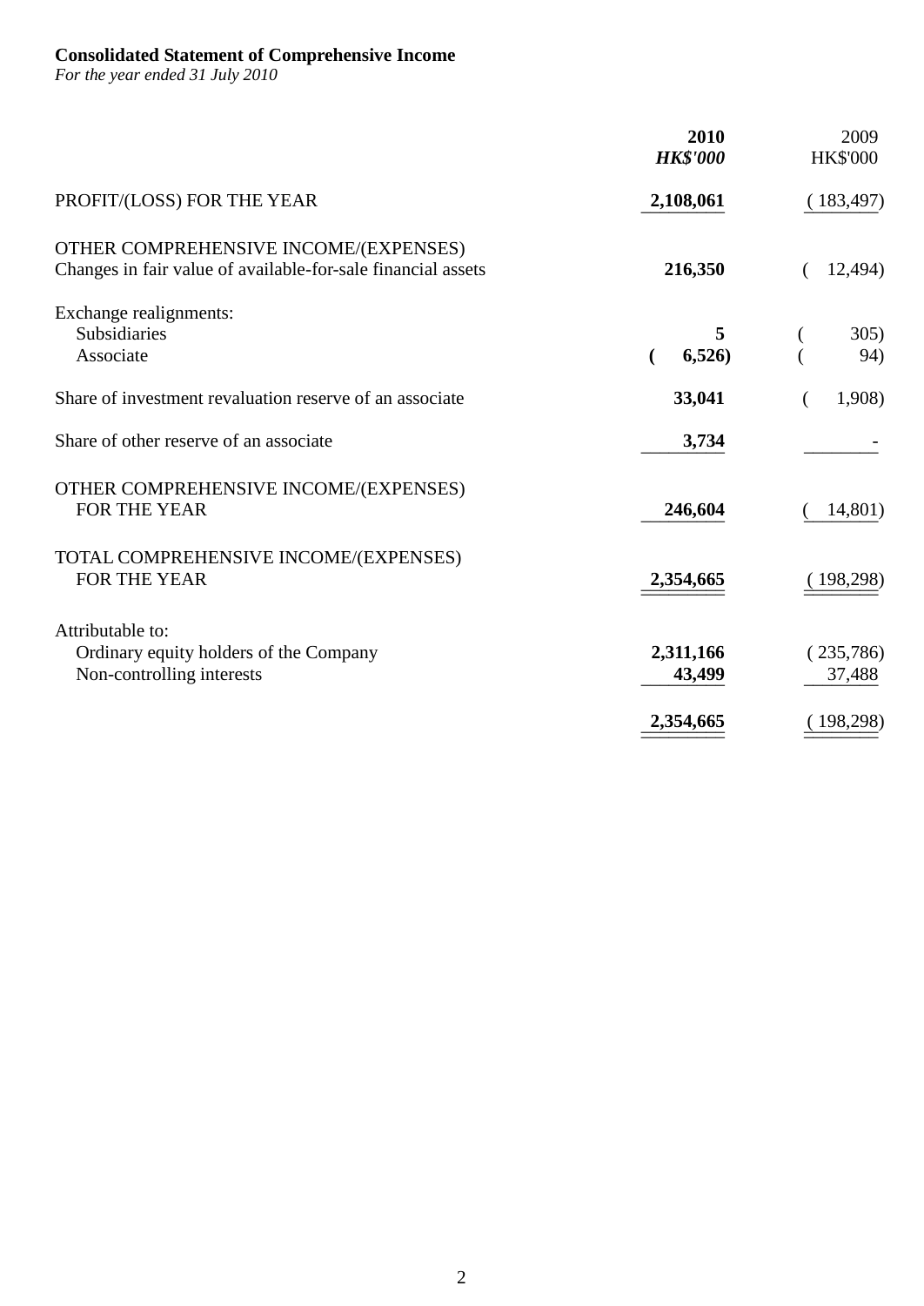**Consolidated Statement of Comprehensive Income**
*For the year ended 31 July 2010*

| | **2010** | 2009 |
|---|---|---|
| | ***HK$'000*** | HK$'000 |
| PROFIT/(LOSS) FOR THE YEAR | **2,108,061** | (183,497) |
| OTHER COMPREHENSIVE INCOME/(EXPENSES) | | |
| Changes in fair value of available-for-sale financial assets | **216,350** | (12,494) |
| Exchange realignments: | | |
| Subsidiaries | **5** | (305) |
| Associate | **(6,526)** | (94) |
| Share of investment revaluation reserve of an associate | **33,041** | (1,908) |
| Share of other reserve of an associate | **3,734** | - |
| OTHER COMPREHENSIVE INCOME/(EXPENSES) FOR THE YEAR | **246,604** | (14,801) |
| TOTAL COMPREHENSIVE INCOME/(EXPENSES) FOR THE YEAR | **2,354,665** | (198,298) |
| Attributable to: | | |
| Ordinary equity holders of the Company | **2,311,166** | (235,786) |
| Non-controlling interests | **43,499** | 37,488 |
| | **2,354,665** | (198,298) |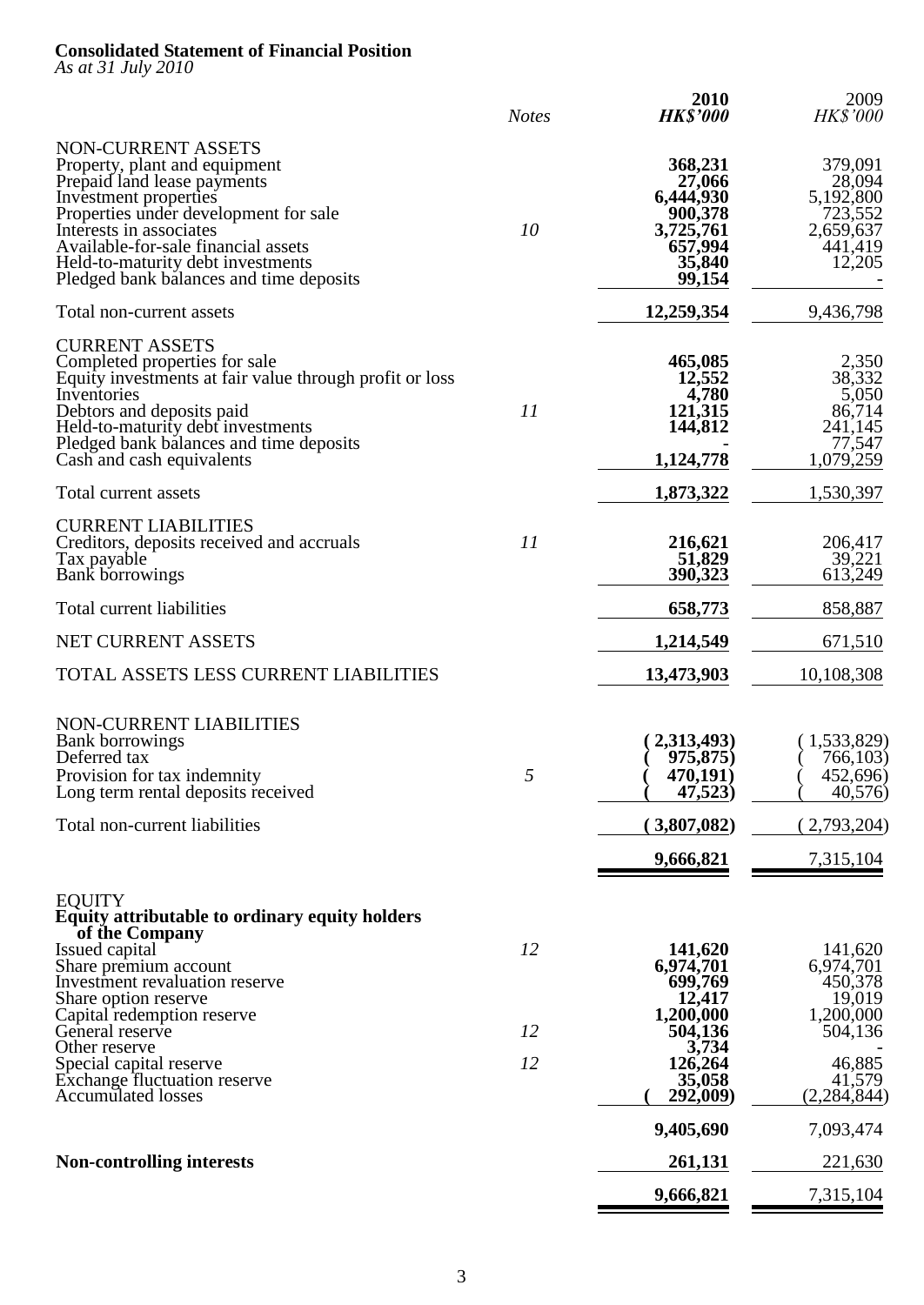**Consolidated Statement of Financial Position**
*As at 31 July 2010*

| | *Notes* | **2010** ***HK$'000*** | 2009 *HK$'000* |
|---|---|---|---|
| NON-CURRENT ASSETS | | | |
| Property, plant and equipment | | **368,231** | 379,091 |
| Prepaid land lease payments | | **27,066** | 28,094 |
| Investment properties | | **6,444,930** | 5,192,800 |
| Properties under development for sale | | **900,378** | 723,552 |
| Interests in associates | *10* | **3,725,761** | 2,659,637 |
| Available-for-sale financial assets | | **657,994** | 441,419 |
| Held-to-maturity debt investments | | **35,840** | 12,205 |
| Pledged bank balances and time deposits | | **99,154** | - |
| Total non-current assets | | **12,259,354** | 9,436,798 |
| CURRENT ASSETS | | | |
| Completed properties for sale | | **465,085** | 2,350 |
| Equity investments at fair value through profit or loss | | **12,552** | 38,332 |
| Inventories | | **4,780** | 5,050 |
| Debtors and deposits paid | *11* | **121,315** | 86,714 |
| Held-to-maturity debt investments | | **144,812** | 241,145 |
| Pledged bank balances and time deposits | | **-** | 77,547 |
| Cash and cash equivalents | | **1,124,778** | 1,079,259 |
| Total current assets | | **1,873,322** | 1,530,397 |
| CURRENT LIABILITIES | | | |
| Creditors, deposits received and accruals | *11* | **216,621** | 206,417 |
| Tax payable | | **51,829** | 39,221 |
| Bank borrowings | | **390,323** | 613,249 |
| Total current liabilities | | **658,773** | 858,887 |
| NET CURRENT ASSETS | | **1,214,549** | 671,510 |
| TOTAL ASSETS LESS CURRENT LIABILITIES | | **13,473,903** | 10,108,308 |
| NON-CURRENT LIABILITIES | | | |
| Bank borrowings | | **( 2,313,493)** | ( 1,533,829) |
| Deferred tax | | **( 975,875)** | ( 766,103) |
| Provision for tax indemnity | *5* | **( 470,191)** | ( 452,696) |
| Long term rental deposits received | | **( 47,523)** | ( 40,576) |
| Total non-current liabilities | | **( 3,807,082)** | ( 2,793,204) |
| | | **9,666,821** | 7,315,104 |
| EQUITY | | | |
| **Equity attributable to ordinary equity holders of the Company** | | | |
| Issued capital | *12* | **141,620** | 141,620 |
| Share premium account | | **6,974,701** | 6,974,701 |
| Investment revaluation reserve | | **699,769** | 450,378 |
| Share option reserve | | **12,417** | 19,019 |
| Capital redemption reserve | | **1,200,000** | 1,200,000 |
| General reserve | *12* | **504,136** | 504,136 |
| Other reserve | | **3,734** | - |
| Special capital reserve | *12* | **126,264** | 46,885 |
| Exchange fluctuation reserve | | **35,058** | 41,579 |
| Accumulated losses | | **( 292,009)** | (2,284,844) |
| | | **9,405,690** | 7,093,474 |
| **Non-controlling interests** | | **261,131** | 221,630 |
| | | **9,666,821** | 7,315,104 |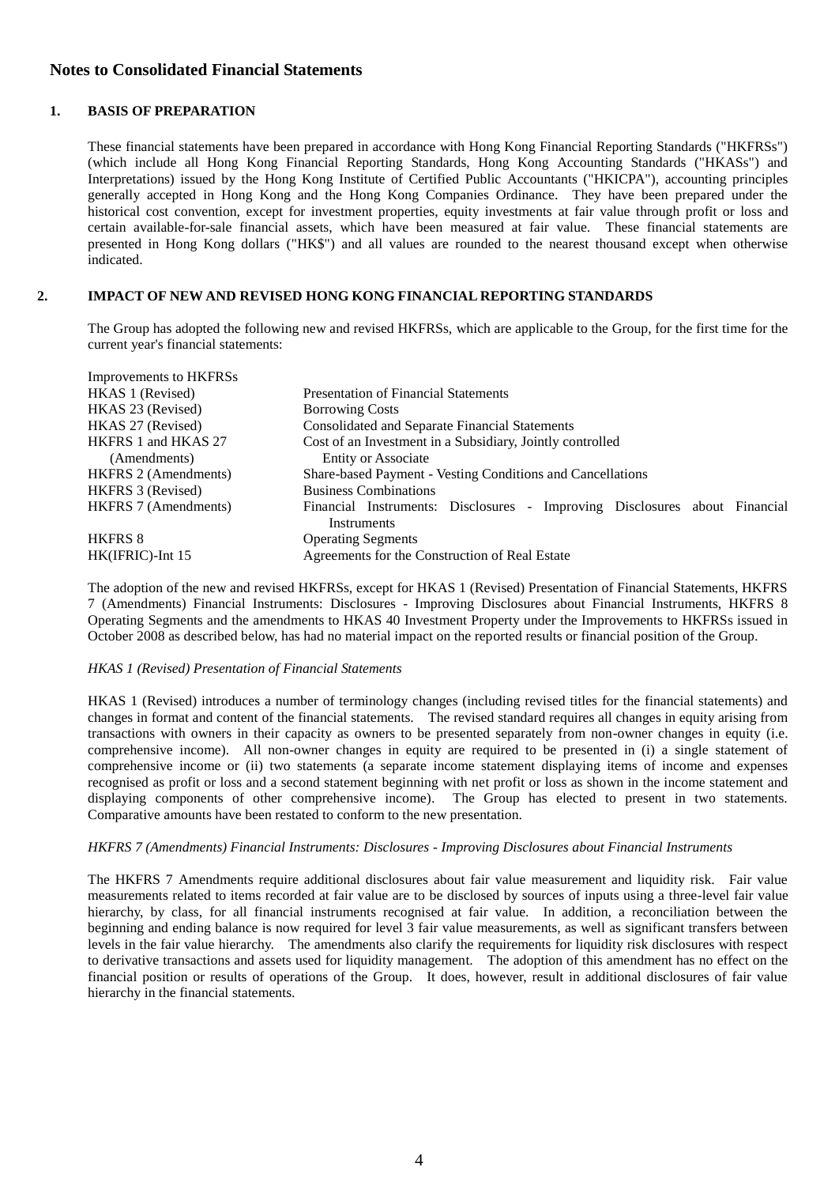## Notes to Consolidated Financial Statements

### 1. BASIS OF PREPARATION

These financial statements have been prepared in accordance with Hong Kong Financial Reporting Standards ("HKFRSs") (which include all Hong Kong Financial Reporting Standards, Hong Kong Accounting Standards ("HKASs") and Interpretations) issued by the Hong Kong Institute of Certified Public Accountants ("HKICPA"), accounting principles generally accepted in Hong Kong and the Hong Kong Companies Ordinance. They have been prepared under the historical cost convention, except for investment properties, equity investments at fair value through profit or loss and certain available-for-sale financial assets, which have been measured at fair value. These financial statements are presented in Hong Kong dollars ("HK$") and all values are rounded to the nearest thousand except when otherwise indicated.

### 2. IMPACT OF NEW AND REVISED HONG KONG FINANCIAL REPORTING STANDARDS

The Group has adopted the following new and revised HKFRSs, which are applicable to the Group, for the first time for the current year's financial statements:

| | |
|---|---|
| Improvements to HKFRSs | |
| HKAS 1 (Revised) | Presentation of Financial Statements |
| HKAS 23 (Revised) | Borrowing Costs |
| HKAS 27 (Revised) | Consolidated and Separate Financial Statements |
| HKFRS 1 and HKAS 27 (Amendments) | Cost of an Investment in a Subsidiary, Jointly controlled Entity or Associate |
| HKFRS 2 (Amendments) | Share-based Payment - Vesting Conditions and Cancellations |
| HKFRS 3 (Revised) | Business Combinations |
| HKFRS 7 (Amendments) | Financial Instruments: Disclosures - Improving Disclosures about Financial Instruments |
| HKFRS 8 | Operating Segments |
| HK(IFRIC)-Int 15 | Agreements for the Construction of Real Estate |

The adoption of the new and revised HKFRSs, except for HKAS 1 (Revised) Presentation of Financial Statements, HKFRS 7 (Amendments) Financial Instruments: Disclosures - Improving Disclosures about Financial Instruments, HKFRS 8 Operating Segments and the amendments to HKAS 40 Investment Property under the Improvements to HKFRSs issued in October 2008 as described below, has had no material impact on the reported results or financial position of the Group.

*HKAS 1 (Revised) Presentation of Financial Statements*

HKAS 1 (Revised) introduces a number of terminology changes (including revised titles for the financial statements) and changes in format and content of the financial statements. The revised standard requires all changes in equity arising from transactions with owners in their capacity as owners to be presented separately from non-owner changes in equity (i.e. comprehensive income). All non-owner changes in equity are required to be presented in (i) a single statement of comprehensive income or (ii) two statements (a separate income statement displaying items of income and expenses recognised as profit or loss and a second statement beginning with net profit or loss as shown in the income statement and displaying components of other comprehensive income). The Group has elected to present in two statements. Comparative amounts have been restated to conform to the new presentation.

*HKFRS 7 (Amendments) Financial Instruments: Disclosures - Improving Disclosures about Financial Instruments*

The HKFRS 7 Amendments require additional disclosures about fair value measurement and liquidity risk. Fair value measurements related to items recorded at fair value are to be disclosed by sources of inputs using a three-level fair value hierarchy, by class, for all financial instruments recognised at fair value. In addition, a reconciliation between the beginning and ending balance is now required for level 3 fair value measurements, as well as significant transfers between levels in the fair value hierarchy. The amendments also clarify the requirements for liquidity risk disclosures with respect to derivative transactions and assets used for liquidity management. The adoption of this amendment has no effect on the financial position or results of operations of the Group. It does, however, result in additional disclosures of fair value hierarchy in the financial statements.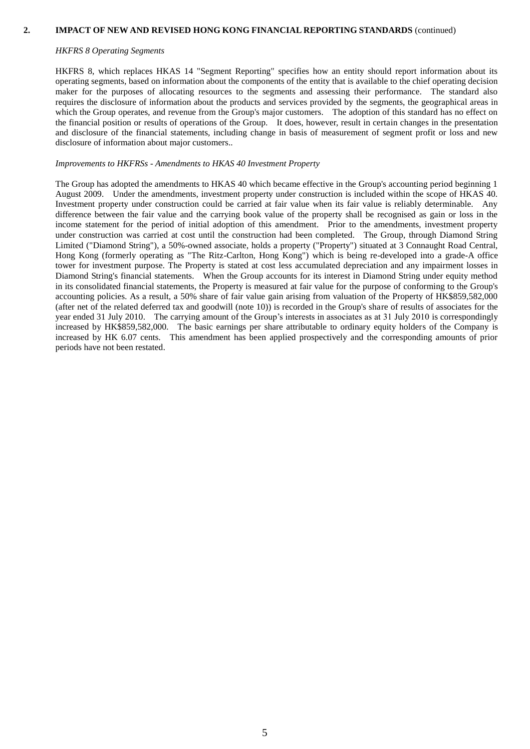## 2. IMPACT OF NEW AND REVISED HONG KONG FINANCIAL REPORTING STANDARDS (continued)

*HKFRS 8 Operating Segments*

HKFRS 8, which replaces HKAS 14 "Segment Reporting" specifies how an entity should report information about its operating segments, based on information about the components of the entity that is available to the chief operating decision maker for the purposes of allocating resources to the segments and assessing their performance. The standard also requires the disclosure of information about the products and services provided by the segments, the geographical areas in which the Group operates, and revenue from the Group's major customers. The adoption of this standard has no effect on the financial position or results of operations of the Group. It does, however, result in certain changes in the presentation and disclosure of the financial statements, including change in basis of measurement of segment profit or loss and new disclosure of information about major customers..

*Improvements to HKFRSs - Amendments to HKAS 40 Investment Property*

The Group has adopted the amendments to HKAS 40 which became effective in the Group's accounting period beginning 1 August 2009. Under the amendments, investment property under construction is included within the scope of HKAS 40. Investment property under construction could be carried at fair value when its fair value is reliably determinable. Any difference between the fair value and the carrying book value of the property shall be recognised as gain or loss in the income statement for the period of initial adoption of this amendment. Prior to the amendments, investment property under construction was carried at cost until the construction had been completed. The Group, through Diamond String Limited ("Diamond String"), a 50%-owned associate, holds a property ("Property") situated at 3 Connaught Road Central, Hong Kong (formerly operating as "The Ritz-Carlton, Hong Kong") which is being re-developed into a grade-A office tower for investment purpose. The Property is stated at cost less accumulated depreciation and any impairment losses in Diamond String's financial statements. When the Group accounts for its interest in Diamond String under equity method in its consolidated financial statements, the Property is measured at fair value for the purpose of conforming to the Group's accounting policies. As a result, a 50% share of fair value gain arising from valuation of the Property of HK$859,582,000 (after net of the related deferred tax and goodwill (note 10)) is recorded in the Group's share of results of associates for the year ended 31 July 2010. The carrying amount of the Group's interests in associates as at 31 July 2010 is correspondingly increased by HK$859,582,000. The basic earnings per share attributable to ordinary equity holders of the Company is increased by HK 6.07 cents. This amendment has been applied prospectively and the corresponding amounts of prior periods have not been restated.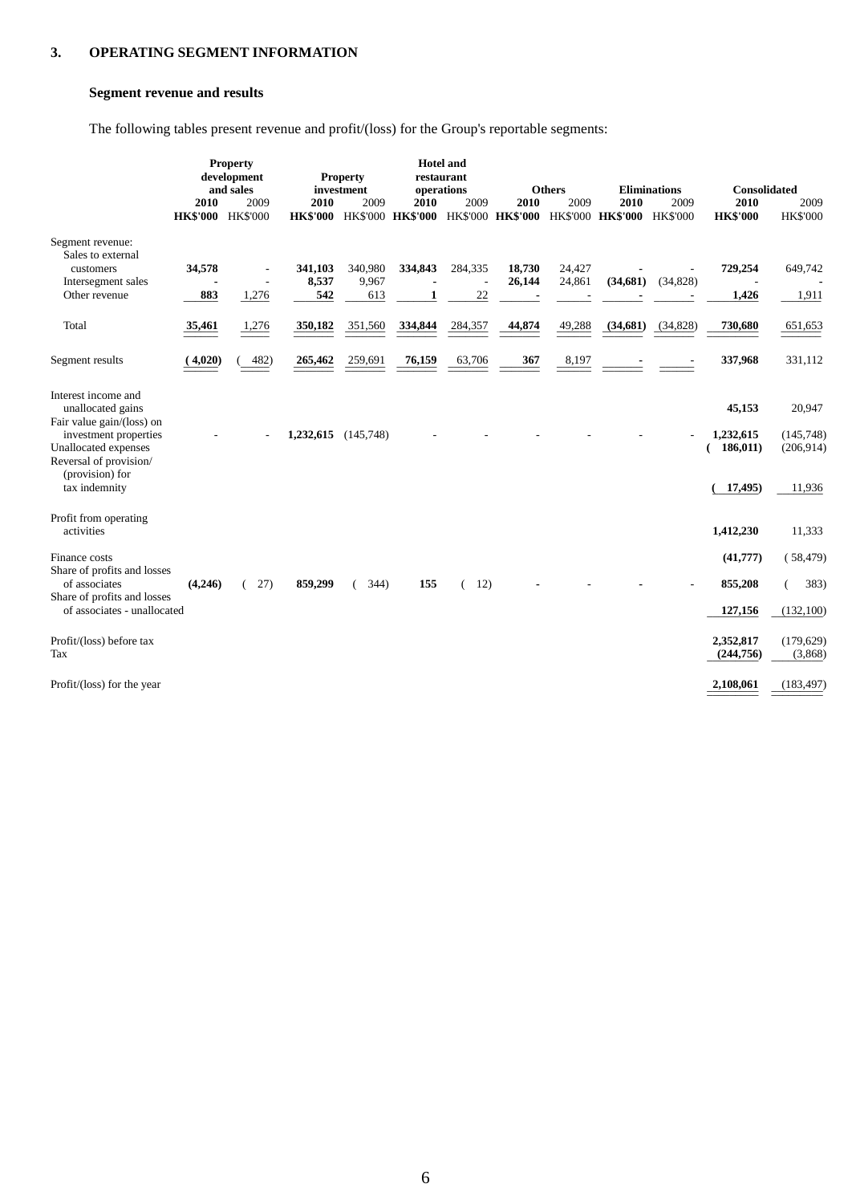### 3. OPERATING SEGMENT INFORMATION

**Segment revenue and results**

The following tables present revenue and profit/(loss) for the Group's reportable segments:

| | Property development and sales | | Property investment | | Hotel and restaurant operations | | Others | | Eliminations | | Consolidated | |
|---|---|---|---|---|---|---|---|---|---|---|---|---|
| | **2010** | 2009 | **2010** | 2009 | **2010** | 2009 | **2010** | 2009 | **2010** | 2009 | **2010** | 2009 |
| | **HK$'000** | HK$'000 | **HK$'000** | HK$'000 | **HK$'000** | HK$'000 | **HK$'000** | HK$'000 | **HK$'000** | HK$'000 | **HK$'000** | HK$'000 |
| Segment revenue: | | | | | | | | | | | | |
| Sales to external customers | **34,578** | - | **341,103** | 340,980 | **334,843** | 284,335 | **18,730** | 24,427 | **-** | - | **729,254** | 649,742 |
| Intersegment sales | **-** | - | **8,537** | 9,967 | **-** | - | **26,144** | 24,861 | **(34,681)** | (34,828) | **-** | - |
| Other revenue | **883** | 1,276 | **542** | 613 | **1** | 22 | **-** | - | **-** | - | **1,426** | 1,911 |
| Total | **35,461** | 1,276 | **350,182** | 351,560 | **334,844** | 284,357 | **44,874** | 49,288 | **(34,681)** | (34,828) | **730,680** | 651,653 |
| Segment results | **(4,020)** | (482) | **265,462** | 259,691 | **76,159** | 63,706 | **367** | 8,197 | **-** | - | **337,968** | 331,112 |
| Interest income and unallocated gains | | | | | | | | | | | **45,153** | 20,947 |
| Fair value gain/(loss) on investment properties | - | - | **1,232,615** | (145,748) | - | - | - | - | - | - | **1,232,615** | (145,748) |
| Unallocated expenses | | | | | | | | | | | **(186,011)** | (206,914) |
| Reversal of provision/ (provision) for tax indemnity | | | | | | | | | | | **(17,495)** | 11,936 |
| Profit from operating activities | | | | | | | | | | | **1,412,230** | 11,333 |
| Finance costs | | | | | | | | | | | **(41,777)** | (58,479) |
| Share of profits and losses of associates | **(4,246)** | (27) | **859,299** | (344) | **155** | (12) | - | - | - | - | **855,208** | (383) |
| Share of profits and losses of associates - unallocated | | | | | | | | | | | **127,156** | (132,100) |
| Profit/(loss) before tax | | | | | | | | | | | **2,352,817** | (179,629) |
| Tax | | | | | | | | | | | **(244,756)** | (3,868) |
| Profit/(loss) for the year | | | | | | | | | | | **2,108,061** | (183,497) |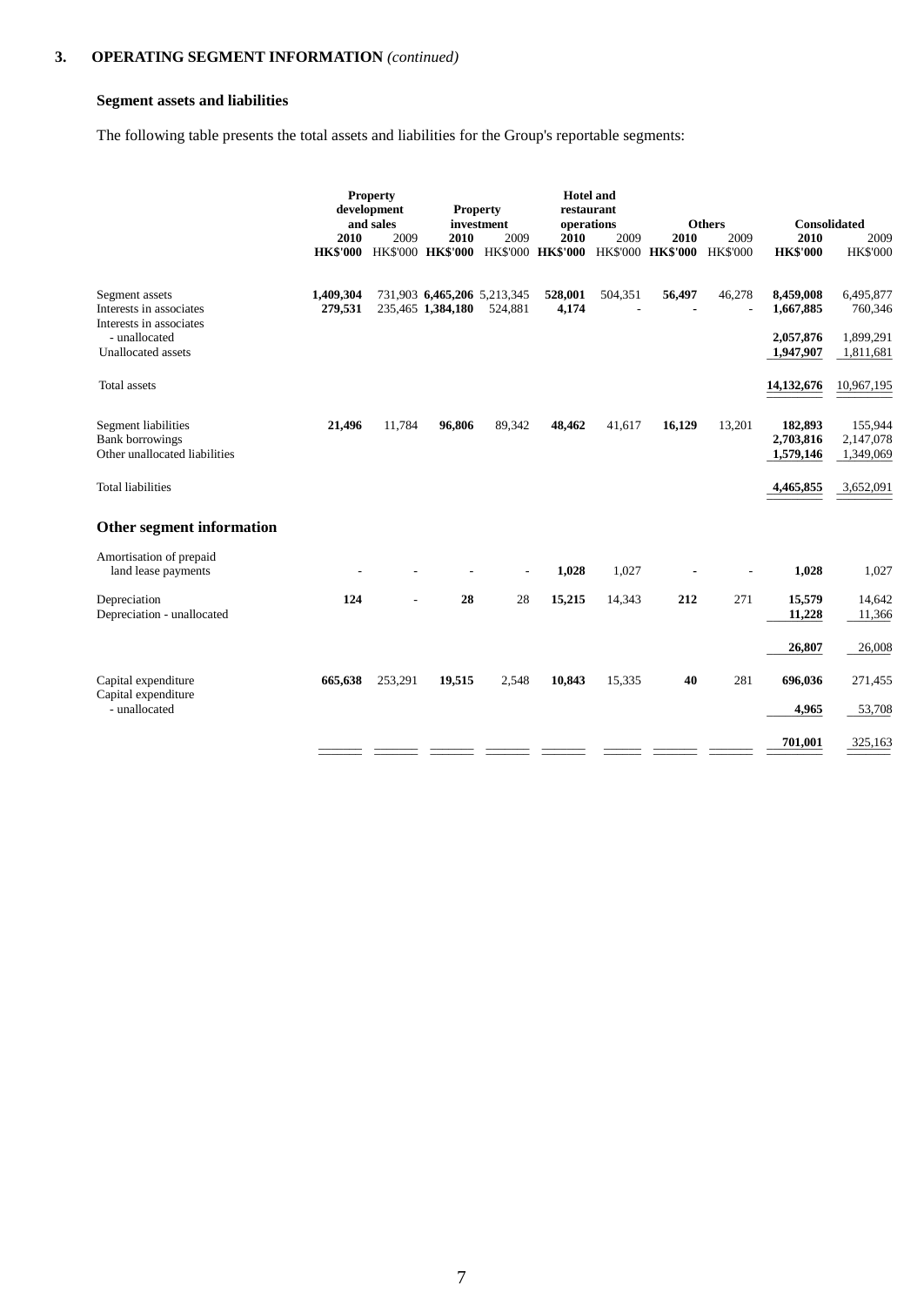## 3. OPERATING SEGMENT INFORMATION *(continued)*

### Segment assets and liabilities

The following table presents the total assets and liabilities for the Group's reportable segments:

| | Property development and sales | | Property investment | | Hotel and restaurant operations | | Others | | Consolidated | |
|---|---|---|---|---|---|---|---|---|---|---|
| | **2010** | 2009 | **2010** | 2009 | **2010** | 2009 | **2010** | 2009 | **2010** | 2009 |
| | **HK$'000** | HK$'000 | **HK$'000** | HK$'000 | **HK$'000** | HK$'000 | **HK$'000** | HK$'000 | **HK$'000** | HK$'000 |
| Segment assets | **1,409,304** | 731,903 | **6,465,206** | 5,213,345 | **528,001** | 504,351 | **56,497** | 46,278 | **8,459,008** | 6,495,877 |
| Interests in associates | **279,531** | 235,465 | **1,384,180** | 524,881 | **4,174** | - | **-** | - | **1,667,885** | 760,346 |
| Interests in associates - unallocated | | | | | | | | | **2,057,876** | 1,899,291 |
| Unallocated assets | | | | | | | | | **1,947,907** | 1,811,681 |
| Total assets | | | | | | | | | **14,132,676** | 10,967,195 |
| Segment liabilities | **21,496** | 11,784 | **96,806** | 89,342 | **48,462** | 41,617 | **16,129** | 13,201 | **182,893** | 155,944 |
| Bank borrowings | | | | | | | | | **2,703,816** | 2,147,078 |
| Other unallocated liabilities | | | | | | | | | **1,579,146** | 1,349,069 |
| Total liabilities | | | | | | | | | **4,465,855** | 3,652,091 |
| **Other segment information** | | | | | | | | | | |
| Amortisation of prepaid land lease payments | - | - | - | - | **1,028** | 1,027 | **-** | - | **1,028** | 1,027 |
| Depreciation | **124** | - | **28** | 28 | **15,215** | 14,343 | **212** | 271 | **15,579** | 14,642 |
| Depreciation - unallocated | | | | | | | | | **11,228** | 11,366 |
| | | | | | | | | | **26,807** | 26,008 |
| Capital expenditure | **665,638** | 253,291 | **19,515** | 2,548 | **10,843** | 15,335 | **40** | 281 | **696,036** | 271,455 |
| Capital expenditure - unallocated | | | | | | | | | **4,965** | 53,708 |
| | | | | | | | | | **701,001** | 325,163 |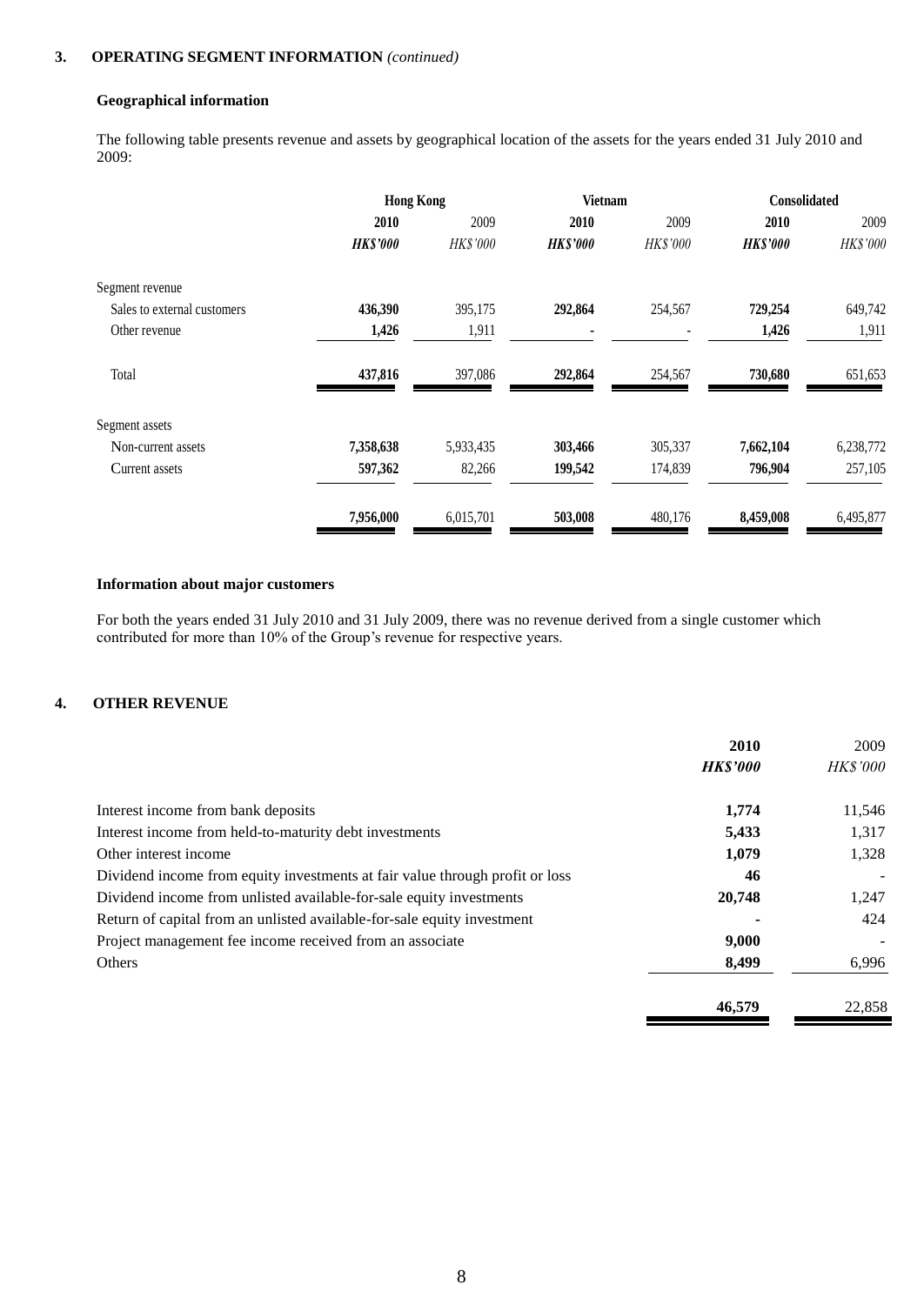### 3. OPERATING SEGMENT INFORMATION *(continued)*

**Geographical information**

The following table presents revenue and assets by geographical location of the assets for the years ended 31 July 2010 and 2009:

| | Hong Kong | | Vietnam | | Consolidated | |
|---|---|---|---|---|---|---|
| | **2010** | 2009 | **2010** | 2009 | **2010** | 2009 |
| | ***HK$'000*** | *HK$'000* | ***HK$'000*** | *HK$'000* | ***HK$'000*** | *HK$'000* |
| Segment revenue | | | | | | |
| Sales to external customers | **436,390** | 395,175 | **292,864** | 254,567 | **729,254** | 649,742 |
| Other revenue | **1,426** | 1,911 | **-** | - | **1,426** | 1,911 |
| Total | **437,816** | 397,086 | **292,864** | 254,567 | **730,680** | 651,653 |
| Segment assets | | | | | | |
| Non-current assets | **7,358,638** | 5,933,435 | **303,466** | 305,337 | **7,662,104** | 6,238,772 |
| Current assets | **597,362** | 82,266 | **199,542** | 174,839 | **796,904** | 257,105 |
| | **7,956,000** | 6,015,701 | **503,008** | 480,176 | **8,459,008** | 6,495,877 |

**Information about major customers**

For both the years ended 31 July 2010 and 31 July 2009, there was no revenue derived from a single customer which contributed for more than 10% of the Group's revenue for respective years.

### 4. OTHER REVENUE

| | **2010** | 2009 |
|---|---|---|
| | ***HK$'000*** | *HK$'000* |
| Interest income from bank deposits | **1,774** | 11,546 |
| Interest income from held-to-maturity debt investments | **5,433** | 1,317 |
| Other interest income | **1,079** | 1,328 |
| Dividend income from equity investments at fair value through profit or loss | **46** | - |
| Dividend income from unlisted available-for-sale equity investments | **20,748** | 1,247 |
| Return of capital from an unlisted available-for-sale equity investment | **-** | 424 |
| Project management fee income received from an associate | **9,000** | - |
| Others | **8,499** | 6,996 |
| | **46,579** | 22,858 |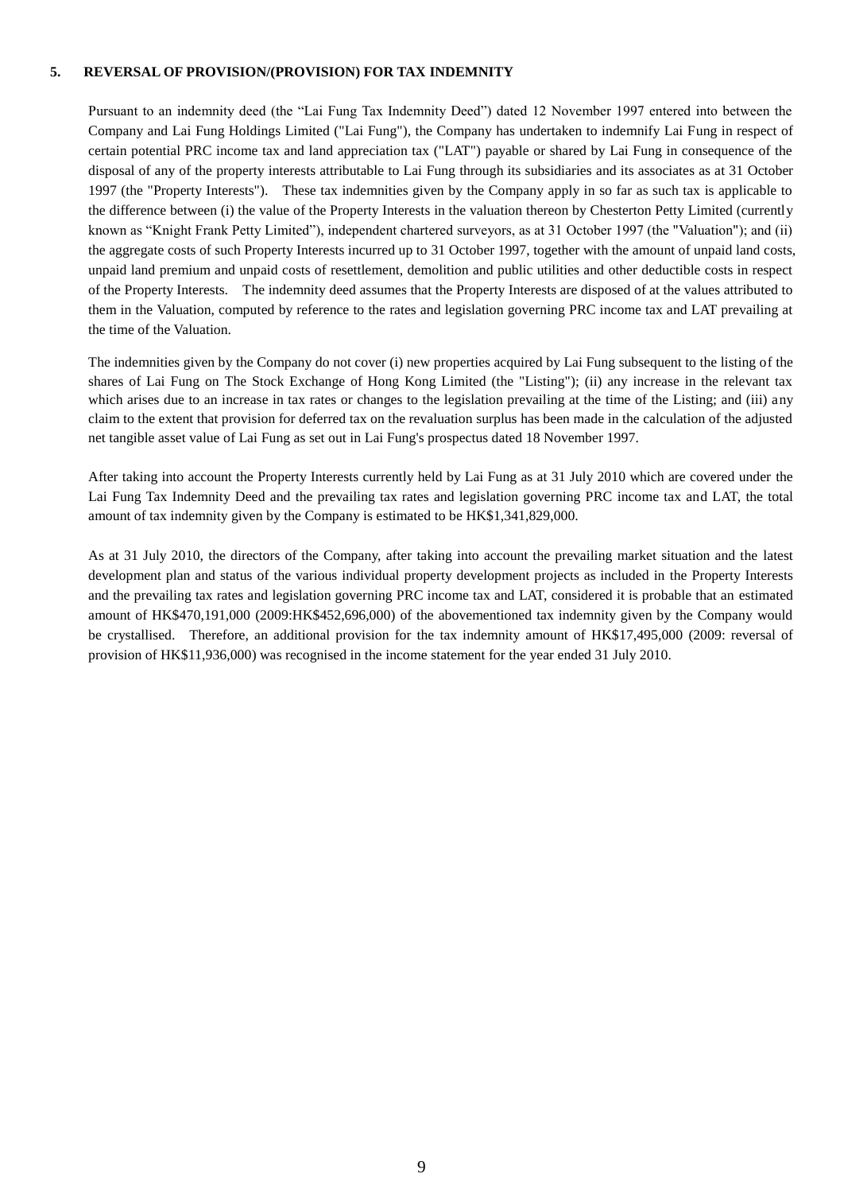### 5. REVERSAL OF PROVISION/(PROVISION) FOR TAX INDEMNITY

Pursuant to an indemnity deed (the "Lai Fung Tax Indemnity Deed") dated 12 November 1997 entered into between the Company and Lai Fung Holdings Limited ("Lai Fung"), the Company has undertaken to indemnify Lai Fung in respect of certain potential PRC income tax and land appreciation tax ("LAT") payable or shared by Lai Fung in consequence of the disposal of any of the property interests attributable to Lai Fung through its subsidiaries and its associates as at 31 October 1997 (the "Property Interests"). These tax indemnities given by the Company apply in so far as such tax is applicable to the difference between (i) the value of the Property Interests in the valuation thereon by Chesterton Petty Limited (currently known as "Knight Frank Petty Limited"), independent chartered surveyors, as at 31 October 1997 (the "Valuation"); and (ii) the aggregate costs of such Property Interests incurred up to 31 October 1997, together with the amount of unpaid land costs, unpaid land premium and unpaid costs of resettlement, demolition and public utilities and other deductible costs in respect of the Property Interests. The indemnity deed assumes that the Property Interests are disposed of at the values attributed to them in the Valuation, computed by reference to the rates and legislation governing PRC income tax and LAT prevailing at the time of the Valuation.

The indemnities given by the Company do not cover (i) new properties acquired by Lai Fung subsequent to the listing of the shares of Lai Fung on The Stock Exchange of Hong Kong Limited (the "Listing"); (ii) any increase in the relevant tax which arises due to an increase in tax rates or changes to the legislation prevailing at the time of the Listing; and (iii) any claim to the extent that provision for deferred tax on the revaluation surplus has been made in the calculation of the adjusted net tangible asset value of Lai Fung as set out in Lai Fung's prospectus dated 18 November 1997.

After taking into account the Property Interests currently held by Lai Fung as at 31 July 2010 which are covered under the Lai Fung Tax Indemnity Deed and the prevailing tax rates and legislation governing PRC income tax and LAT, the total amount of tax indemnity given by the Company is estimated to be HK$1,341,829,000.

As at 31 July 2010, the directors of the Company, after taking into account the prevailing market situation and the latest development plan and status of the various individual property development projects as included in the Property Interests and the prevailing tax rates and legislation governing PRC income tax and LAT, considered it is probable that an estimated amount of HK$470,191,000 (2009:HK$452,696,000) of the abovementioned tax indemnity given by the Company would be crystallised. Therefore, an additional provision for the tax indemnity amount of HK$17,495,000 (2009: reversal of provision of HK$11,936,000) was recognised in the income statement for the year ended 31 July 2010.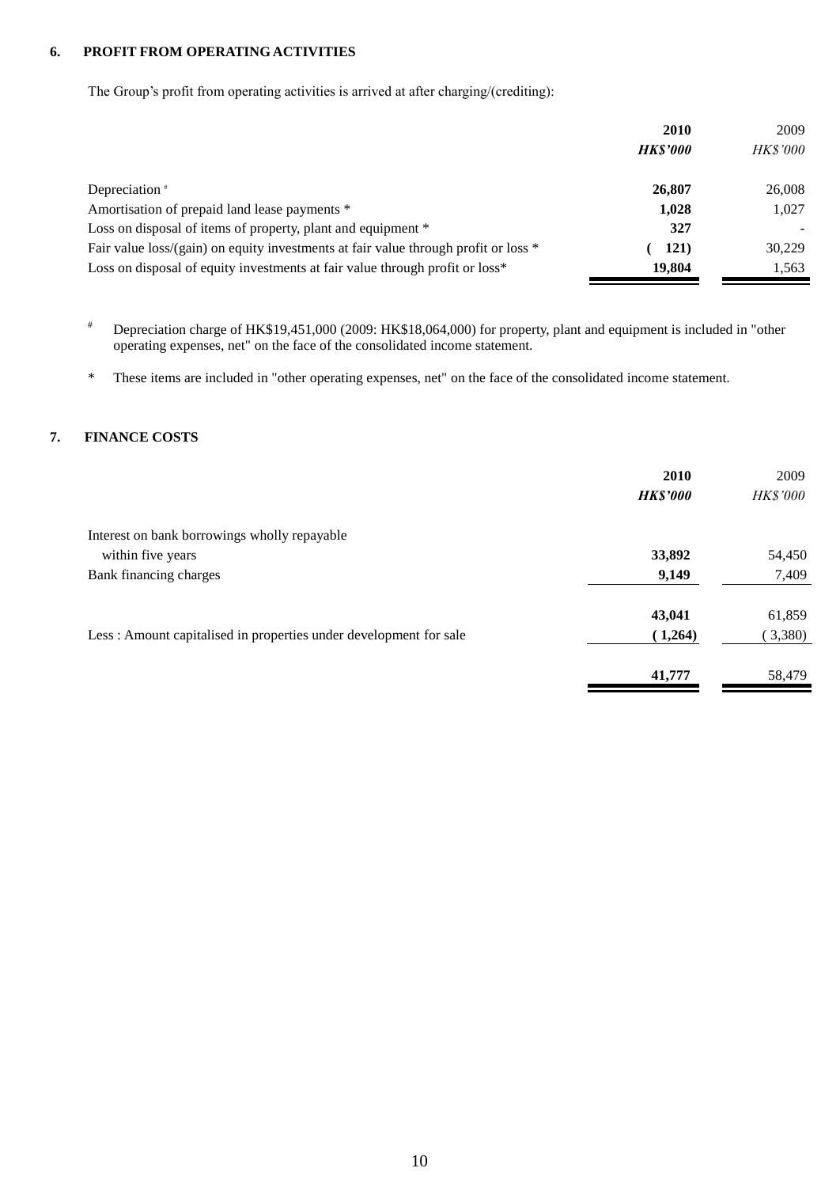## 6. PROFIT FROM OPERATING ACTIVITIES

The Group's profit from operating activities is arrived at after charging/(crediting):

| | **2010** | 2009 |
|---|---|---|
| | ***HK$'000*** | *HK$'000* |
| Depreciation # | **26,807** | 26,008 |
| Amortisation of prepaid land lease payments * | **1,028** | 1,027 |
| Loss on disposal of items of property, plant and equipment * | **327** | - |
| Fair value loss/(gain) on equity investments at fair value through profit or loss * | **( 121)** | 30,229 |
| Loss on disposal of equity investments at fair value through profit or loss* | **19,804** | 1,563 |

# Depreciation charge of HK$19,451,000 (2009: HK$18,064,000) for property, plant and equipment is included in "other operating expenses, net" on the face of the consolidated income statement.

* These items are included in "other operating expenses, net" on the face of the consolidated income statement.

## 7. FINANCE COSTS

| | **2010** | 2009 |
|---|---|---|
| | ***HK$'000*** | *HK$'000* |
| Interest on bank borrowings wholly repayable within five years | **33,892** | 54,450 |
| Bank financing charges | **9,149** | 7,409 |
| | **43,041** | 61,859 |
| Less : Amount capitalised in properties under development for sale | **( 1,264)** | ( 3,380) |
| | **41,777** | 58,479 |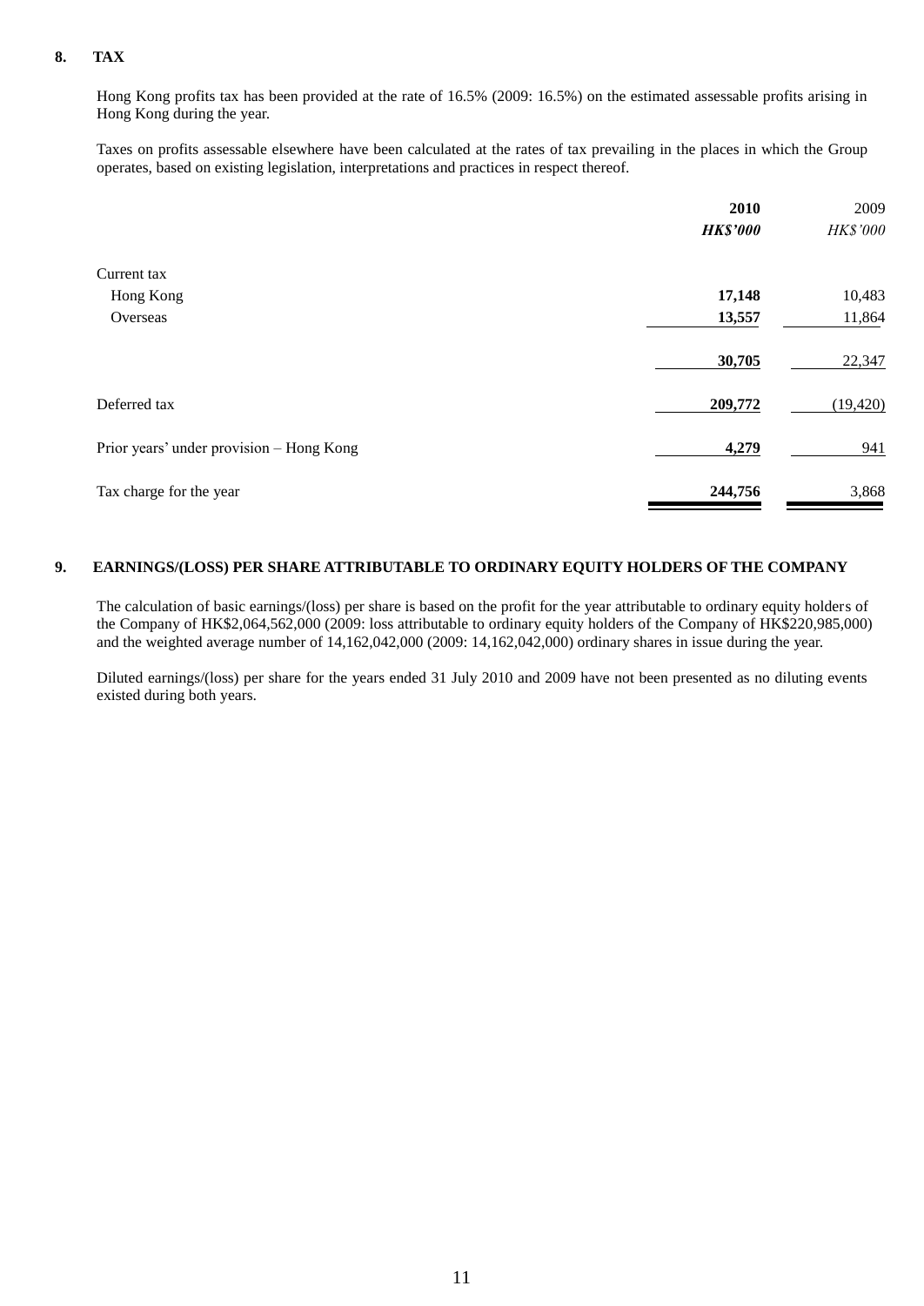## 8. TAX

Hong Kong profits tax has been provided at the rate of 16.5% (2009: 16.5%) on the estimated assessable profits arising in Hong Kong during the year.

Taxes on profits assessable elsewhere have been calculated at the rates of tax prevailing in the places in which the Group operates, based on existing legislation, interpretations and practices in respect thereof.

| | **2010** | 2009 |
|---|---|---|
| | ***HK$'000*** | *HK$'000* |
| Current tax | | |
| Hong Kong | **17,148** | 10,483 |
| Overseas | **13,557** | 11,864 |
| | **30,705** | 22,347 |
| Deferred tax | **209,772** | (19,420) |
| Prior years' under provision – Hong Kong | **4,279** | 941 |
| Tax charge for the year | **244,756** | 3,868 |

## 9. EARNINGS/(LOSS) PER SHARE ATTRIBUTABLE TO ORDINARY EQUITY HOLDERS OF THE COMPANY

The calculation of basic earnings/(loss) per share is based on the profit for the year attributable to ordinary equity holders of the Company of HK$2,064,562,000 (2009: loss attributable to ordinary equity holders of the Company of HK$220,985,000) and the weighted average number of 14,162,042,000 (2009: 14,162,042,000) ordinary shares in issue during the year.

Diluted earnings/(loss) per share for the years ended 31 July 2010 and 2009 have not been presented as no diluting events existed during both years.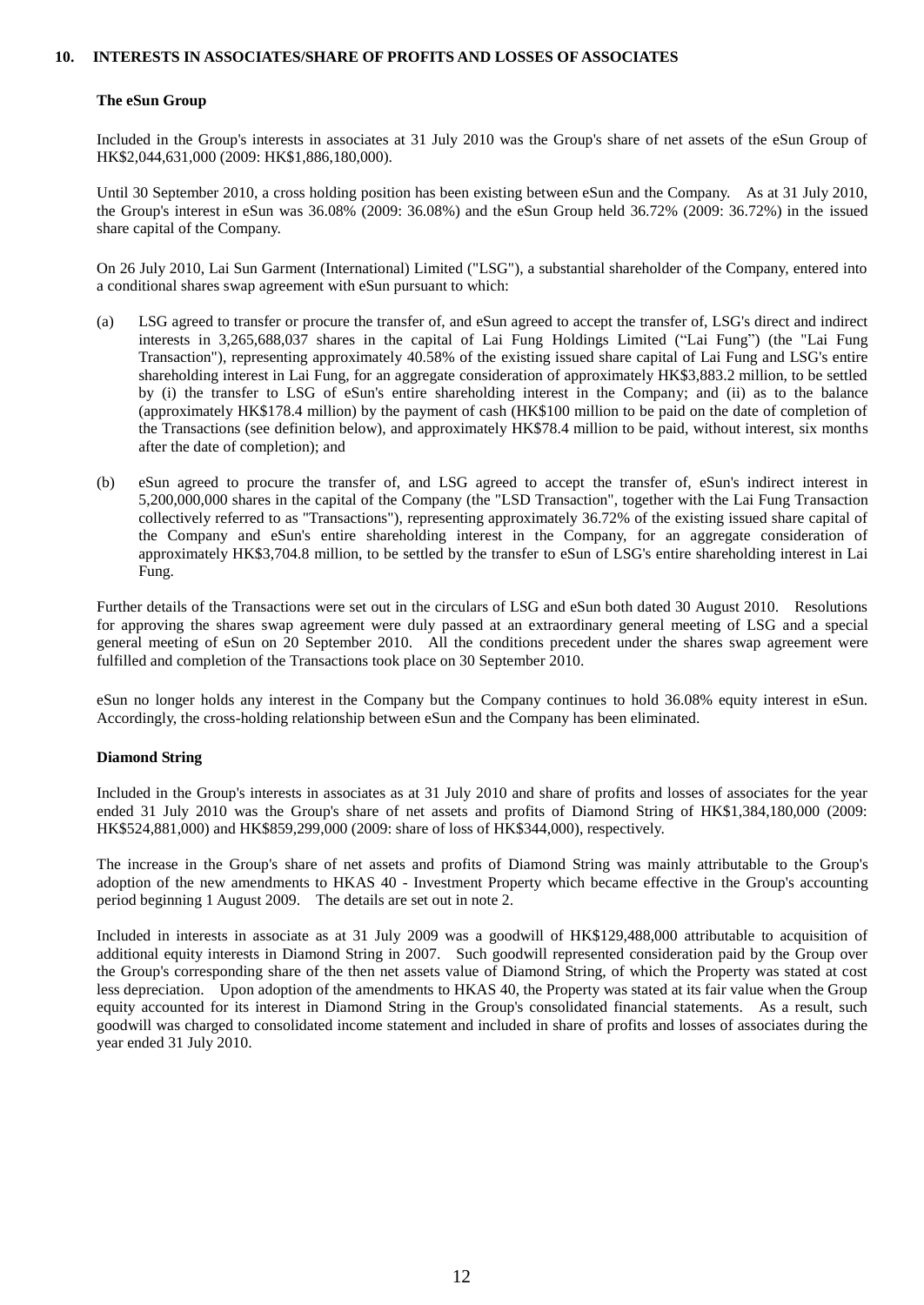## 10. INTERESTS IN ASSOCIATES/SHARE OF PROFITS AND LOSSES OF ASSOCIATES

**The eSun Group**

Included in the Group's interests in associates at 31 July 2010 was the Group's share of net assets of the eSun Group of HK$2,044,631,000 (2009: HK$1,886,180,000).

Until 30 September 2010, a cross holding position has been existing between eSun and the Company. As at 31 July 2010, the Group's interest in eSun was 36.08% (2009: 36.08%) and the eSun Group held 36.72% (2009: 36.72%) in the issued share capital of the Company.

On 26 July 2010, Lai Sun Garment (International) Limited ("LSG"), a substantial shareholder of the Company, entered into a conditional shares swap agreement with eSun pursuant to which:

(a) LSG agreed to transfer or procure the transfer of, and eSun agreed to accept the transfer of, LSG's direct and indirect interests in 3,265,688,037 shares in the capital of Lai Fung Holdings Limited ("Lai Fung") (the "Lai Fung Transaction"), representing approximately 40.58% of the existing issued share capital of Lai Fung and LSG's entire shareholding interest in Lai Fung, for an aggregate consideration of approximately HK$3,883.2 million, to be settled by (i) the transfer to LSG of eSun's entire shareholding interest in the Company; and (ii) as to the balance (approximately HK$178.4 million) by the payment of cash (HK$100 million to be paid on the date of completion of the Transactions (see definition below), and approximately HK$78.4 million to be paid, without interest, six months after the date of completion); and

(b) eSun agreed to procure the transfer of, and LSG agreed to accept the transfer of, eSun's indirect interest in 5,200,000,000 shares in the capital of the Company (the "LSD Transaction", together with the Lai Fung Transaction collectively referred to as "Transactions"), representing approximately 36.72% of the existing issued share capital of the Company and eSun's entire shareholding interest in the Company, for an aggregate consideration of approximately HK$3,704.8 million, to be settled by the transfer to eSun of LSG's entire shareholding interest in Lai Fung.

Further details of the Transactions were set out in the circulars of LSG and eSun both dated 30 August 2010. Resolutions for approving the shares swap agreement were duly passed at an extraordinary general meeting of LSG and a special general meeting of eSun on 20 September 2010. All the conditions precedent under the shares swap agreement were fulfilled and completion of the Transactions took place on 30 September 2010.

eSun no longer holds any interest in the Company but the Company continues to hold 36.08% equity interest in eSun. Accordingly, the cross-holding relationship between eSun and the Company has been eliminated.

**Diamond String**

Included in the Group's interests in associates as at 31 July 2010 and share of profits and losses of associates for the year ended 31 July 2010 was the Group's share of net assets and profits of Diamond String of HK$1,384,180,000 (2009: HK$524,881,000) and HK$859,299,000 (2009: share of loss of HK$344,000), respectively.

The increase in the Group's share of net assets and profits of Diamond String was mainly attributable to the Group's adoption of the new amendments to HKAS 40 - Investment Property which became effective in the Group's accounting period beginning 1 August 2009. The details are set out in note 2.

Included in interests in associate as at 31 July 2009 was a goodwill of HK$129,488,000 attributable to acquisition of additional equity interests in Diamond String in 2007. Such goodwill represented consideration paid by the Group over the Group's corresponding share of the then net assets value of Diamond String, of which the Property was stated at cost less depreciation. Upon adoption of the amendments to HKAS 40, the Property was stated at its fair value when the Group equity accounted for its interest in Diamond String in the Group's consolidated financial statements. As a result, such goodwill was charged to consolidated income statement and included in share of profits and losses of associates during the year ended 31 July 2010.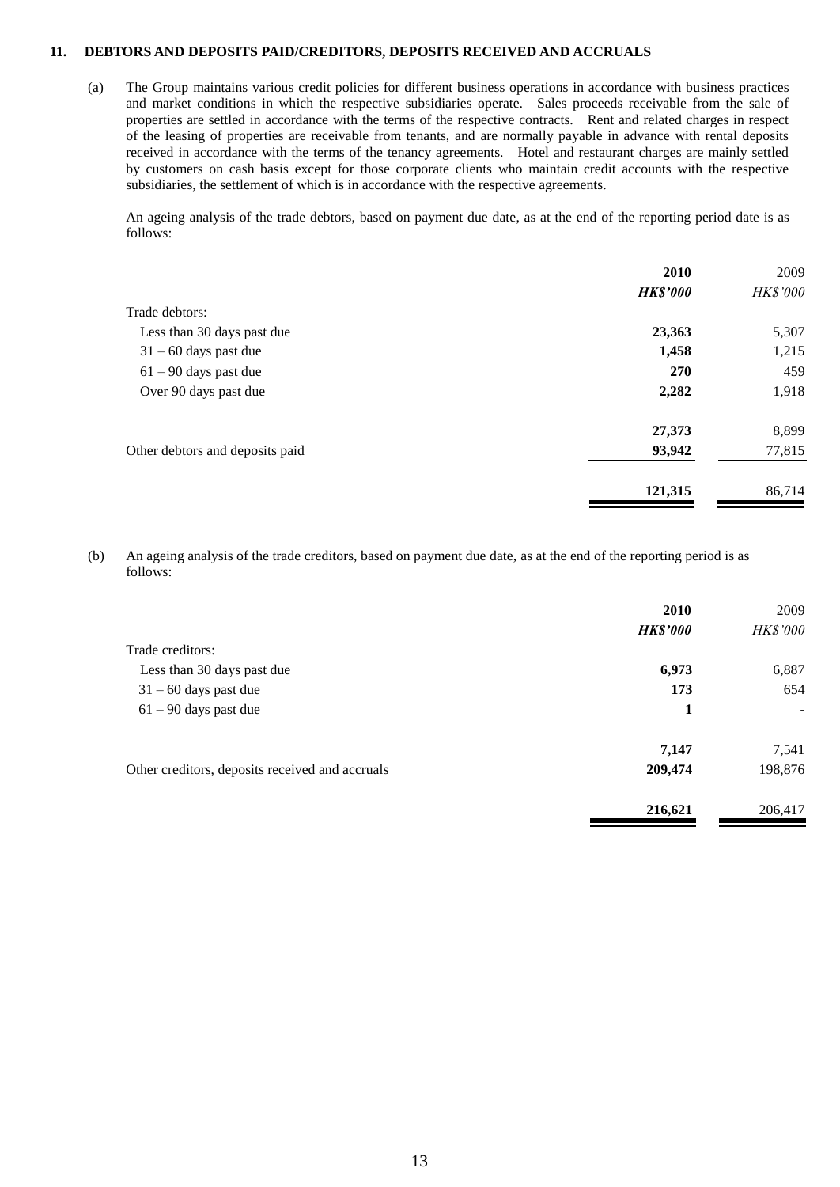**11. DEBTORS AND DEPOSITS PAID/CREDITORS, DEPOSITS RECEIVED AND ACCRUALS**

(a) The Group maintains various credit policies for different business operations in accordance with business practices and market conditions in which the respective subsidiaries operate. Sales proceeds receivable from the sale of properties are settled in accordance with the terms of the respective contracts. Rent and related charges in respect of the leasing of properties are receivable from tenants, and are normally payable in advance with rental deposits received in accordance with the terms of the tenancy agreements. Hotel and restaurant charges are mainly settled by customers on cash basis except for those corporate clients who maintain credit accounts with the respective subsidiaries, the settlement of which is in accordance with the respective agreements.

An ageing analysis of the trade debtors, based on payment due date, as at the end of the reporting period date is as follows:

| | **2010** | 2009 |
|---|---|---|
| | ***HK$'000*** | *HK$'000* |
| Trade debtors: | | |
| Less than 30 days past due | **23,363** | 5,307 |
| 31 – 60 days past due | **1,458** | 1,215 |
| 61 – 90 days past due | **270** | 459 |
| Over 90 days past due | **2,282** | 1,918 |
| | **27,373** | 8,899 |
| Other debtors and deposits paid | **93,942** | 77,815 |
| | **121,315** | 86,714 |

(b) An ageing analysis of the trade creditors, based on payment due date, as at the end of the reporting period is as follows:

| | **2010** | 2009 |
|---|---|---|
| | ***HK$'000*** | *HK$'000* |
| Trade creditors: | | |
| Less than 30 days past due | **6,973** | 6,887 |
| 31 – 60 days past due | **173** | 654 |
| 61 – 90 days past due | **1** | - |
| | **7,147** | 7,541 |
| Other creditors, deposits received and accruals | **209,474** | 198,876 |
| | **216,621** | 206,417 |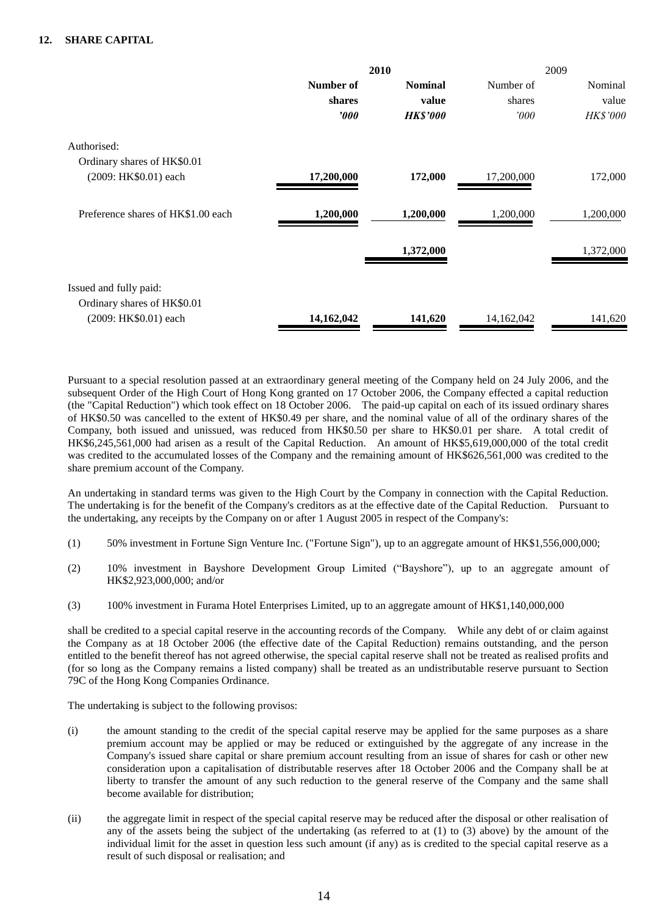## 12. SHARE CAPITAL

| | 2010 | | 2009 | |
|---|---|---|---|---|
| | **Number of shares** | **Nominal value** | Number of shares | Nominal value |
| | ***'000*** | ***HK$'000*** | *'000* | *HK$'000* |
| Authorised: | | | | |
| Ordinary shares of HK$0.01 (2009: HK$0.01) each | **17,200,000** | **172,000** | 17,200,000 | 172,000 |
| Preference shares of HK$1.00 each | **1,200,000** | **1,200,000** | 1,200,000 | 1,200,000 |
| | | **1,372,000** | | 1,372,000 |
| Issued and fully paid: | | | | |
| Ordinary shares of HK$0.01 (2009: HK$0.01) each | **14,162,042** | **141,620** | 14,162,042 | 141,620 |

Pursuant to a special resolution passed at an extraordinary general meeting of the Company held on 24 July 2006, and the subsequent Order of the High Court of Hong Kong granted on 17 October 2006, the Company effected a capital reduction (the "Capital Reduction") which took effect on 18 October 2006. The paid-up capital on each of its issued ordinary shares of HK$0.50 was cancelled to the extent of HK$0.49 per share, and the nominal value of all of the ordinary shares of the Company, both issued and unissued, was reduced from HK$0.50 per share to HK$0.01 per share. A total credit of HK$6,245,561,000 had arisen as a result of the Capital Reduction. An amount of HK$5,619,000,000 of the total credit was credited to the accumulated losses of the Company and the remaining amount of HK$626,561,000 was credited to the share premium account of the Company.

An undertaking in standard terms was given to the High Court by the Company in connection with the Capital Reduction. The undertaking is for the benefit of the Company's creditors as at the effective date of the Capital Reduction. Pursuant to the undertaking, any receipts by the Company on or after 1 August 2005 in respect of the Company's:

(1) 50% investment in Fortune Sign Venture Inc. ("Fortune Sign"), up to an aggregate amount of HK$1,556,000,000;

(2) 10% investment in Bayshore Development Group Limited ("Bayshore"), up to an aggregate amount of HK$2,923,000,000; and/or

(3) 100% investment in Furama Hotel Enterprises Limited, up to an aggregate amount of HK$1,140,000,000

shall be credited to a special capital reserve in the accounting records of the Company. While any debt of or claim against the Company as at 18 October 2006 (the effective date of the Capital Reduction) remains outstanding, and the person entitled to the benefit thereof has not agreed otherwise, the special capital reserve shall not be treated as realised profits and (for so long as the Company remains a listed company) shall be treated as an undistributable reserve pursuant to Section 79C of the Hong Kong Companies Ordinance.

The undertaking is subject to the following provisos:

(i) the amount standing to the credit of the special capital reserve may be applied for the same purposes as a share premium account may be applied or may be reduced or extinguished by the aggregate of any increase in the Company's issued share capital or share premium account resulting from an issue of shares for cash or other new consideration upon a capitalisation of distributable reserves after 18 October 2006 and the Company shall be at liberty to transfer the amount of any such reduction to the general reserve of the Company and the same shall become available for distribution;

(ii) the aggregate limit in respect of the special capital reserve may be reduced after the disposal or other realisation of any of the assets being the subject of the undertaking (as referred to at (1) to (3) above) by the amount of the individual limit for the asset in question less such amount (if any) as is credited to the special capital reserve as a result of such disposal or realisation; and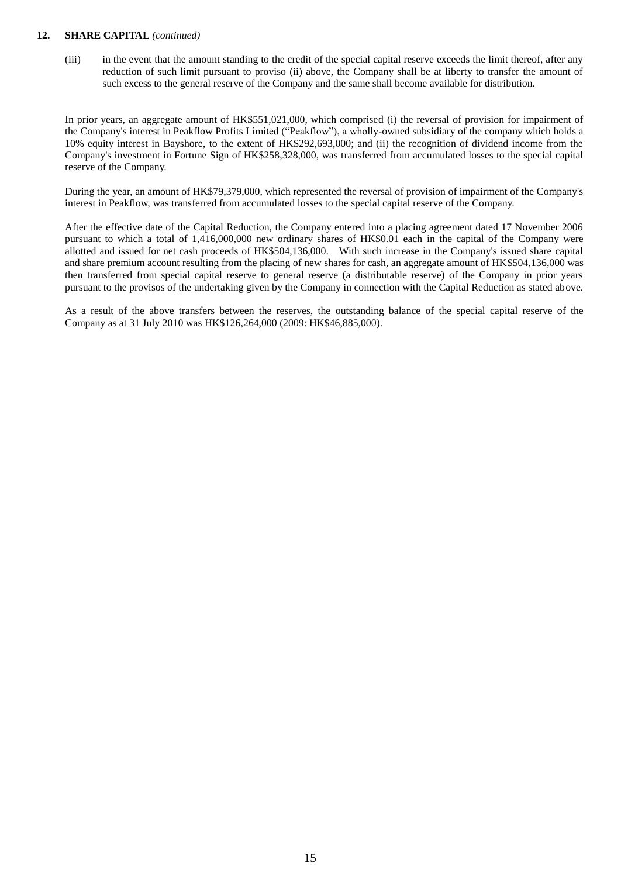**12. SHARE CAPITAL** *(continued)*

(iii) in the event that the amount standing to the credit of the special capital reserve exceeds the limit thereof, after any reduction of such limit pursuant to proviso (ii) above, the Company shall be at liberty to transfer the amount of such excess to the general reserve of the Company and the same shall become available for distribution.

In prior years, an aggregate amount of HK$551,021,000, which comprised (i) the reversal of provision for impairment of the Company's interest in Peakflow Profits Limited ("Peakflow"), a wholly-owned subsidiary of the company which holds a 10% equity interest in Bayshore, to the extent of HK$292,693,000; and (ii) the recognition of dividend income from the Company's investment in Fortune Sign of HK$258,328,000, was transferred from accumulated losses to the special capital reserve of the Company.

During the year, an amount of HK$79,379,000, which represented the reversal of provision of impairment of the Company's interest in Peakflow, was transferred from accumulated losses to the special capital reserve of the Company.

After the effective date of the Capital Reduction, the Company entered into a placing agreement dated 17 November 2006 pursuant to which a total of 1,416,000,000 new ordinary shares of HK$0.01 each in the capital of the Company were allotted and issued for net cash proceeds of HK$504,136,000. With such increase in the Company's issued share capital and share premium account resulting from the placing of new shares for cash, an aggregate amount of HK$504,136,000 was then transferred from special capital reserve to general reserve (a distributable reserve) of the Company in prior years pursuant to the provisos of the undertaking given by the Company in connection with the Capital Reduction as stated above.

As a result of the above transfers between the reserves, the outstanding balance of the special capital reserve of the Company as at 31 July 2010 was HK$126,264,000 (2009: HK$46,885,000).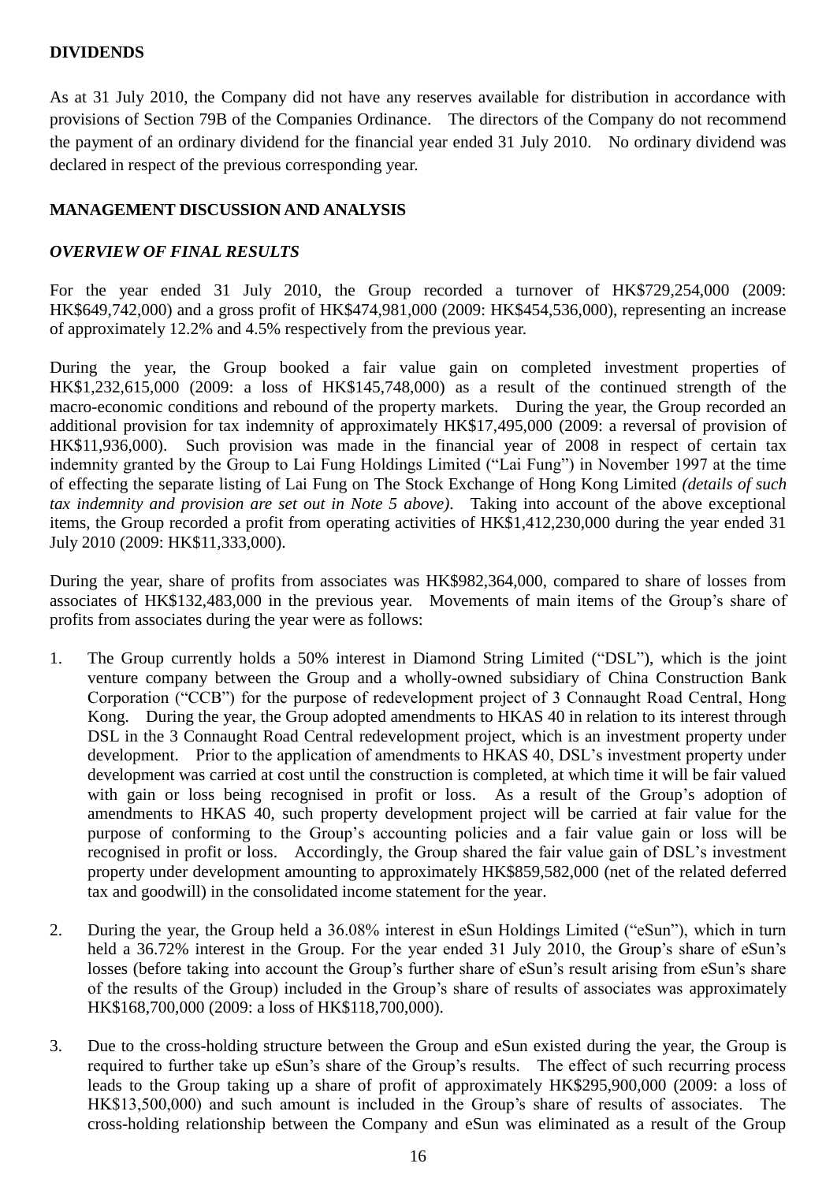**DIVIDENDS**

As at 31 July 2010, the Company did not have any reserves available for distribution in accordance with provisions of Section 79B of the Companies Ordinance. The directors of the Company do not recommend the payment of an ordinary dividend for the financial year ended 31 July 2010. No ordinary dividend was declared in respect of the previous corresponding year.

**MANAGEMENT DISCUSSION AND ANALYSIS**

***OVERVIEW OF FINAL RESULTS***

For the year ended 31 July 2010, the Group recorded a turnover of HK$729,254,000 (2009: HK$649,742,000) and a gross profit of HK$474,981,000 (2009: HK$454,536,000), representing an increase of approximately 12.2% and 4.5% respectively from the previous year.

During the year, the Group booked a fair value gain on completed investment properties of HK$1,232,615,000 (2009: a loss of HK$145,748,000) as a result of the continued strength of the macro-economic conditions and rebound of the property markets. During the year, the Group recorded an additional provision for tax indemnity of approximately HK$17,495,000 (2009: a reversal of provision of HK$11,936,000). Such provision was made in the financial year of 2008 in respect of certain tax indemnity granted by the Group to Lai Fung Holdings Limited ("Lai Fung") in November 1997 at the time of effecting the separate listing of Lai Fung on The Stock Exchange of Hong Kong Limited *(details of such tax indemnity and provision are set out in Note 5 above)*. Taking into account of the above exceptional items, the Group recorded a profit from operating activities of HK$1,412,230,000 during the year ended 31 July 2010 (2009: HK$11,333,000).

During the year, share of profits from associates was HK$982,364,000, compared to share of losses from associates of HK$132,483,000 in the previous year. Movements of main items of the Group's share of profits from associates during the year were as follows:

1. The Group currently holds a 50% interest in Diamond String Limited ("DSL"), which is the joint venture company between the Group and a wholly-owned subsidiary of China Construction Bank Corporation ("CCB") for the purpose of redevelopment project of 3 Connaught Road Central, Hong Kong. During the year, the Group adopted amendments to HKAS 40 in relation to its interest through DSL in the 3 Connaught Road Central redevelopment project, which is an investment property under development. Prior to the application of amendments to HKAS 40, DSL's investment property under development was carried at cost until the construction is completed, at which time it will be fair valued with gain or loss being recognised in profit or loss. As a result of the Group's adoption of amendments to HKAS 40, such property development project will be carried at fair value for the purpose of conforming to the Group's accounting policies and a fair value gain or loss will be recognised in profit or loss. Accordingly, the Group shared the fair value gain of DSL's investment property under development amounting to approximately HK$859,582,000 (net of the related deferred tax and goodwill) in the consolidated income statement for the year.

2. During the year, the Group held a 36.08% interest in eSun Holdings Limited ("eSun"), which in turn held a 36.72% interest in the Group. For the year ended 31 July 2010, the Group's share of eSun's losses (before taking into account the Group's further share of eSun's result arising from eSun's share of the results of the Group) included in the Group's share of results of associates was approximately HK$168,700,000 (2009: a loss of HK$118,700,000).

3. Due to the cross-holding structure between the Group and eSun existed during the year, the Group is required to further take up eSun's share of the Group's results. The effect of such recurring process leads to the Group taking up a share of profit of approximately HK$295,900,000 (2009: a loss of HK$13,500,000) and such amount is included in the Group's share of results of associates. The cross-holding relationship between the Company and eSun was eliminated as a result of the Group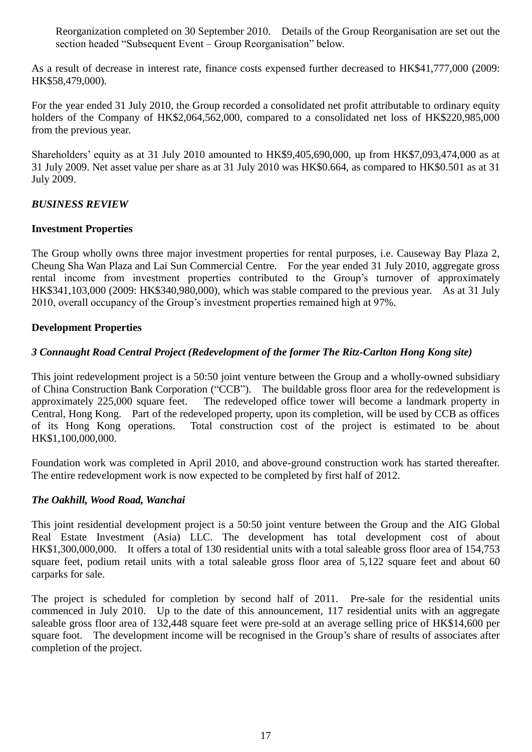Reorganization completed on 30 September 2010. Details of the Group Reorganisation are set out the section headed "Subsequent Event – Group Reorganisation" below.

As a result of decrease in interest rate, finance costs expensed further decreased to HK$41,777,000 (2009: HK$58,479,000).

For the year ended 31 July 2010, the Group recorded a consolidated net profit attributable to ordinary equity holders of the Company of HK$2,064,562,000, compared to a consolidated net loss of HK$220,985,000 from the previous year.

Shareholders' equity as at 31 July 2010 amounted to HK$9,405,690,000, up from HK$7,093,474,000 as at 31 July 2009. Net asset value per share as at 31 July 2010 was HK$0.664, as compared to HK$0.501 as at 31 July 2009.

***BUSINESS REVIEW***

**Investment Properties**

The Group wholly owns three major investment properties for rental purposes, i.e. Causeway Bay Plaza 2, Cheung Sha Wan Plaza and Lai Sun Commercial Centre. For the year ended 31 July 2010, aggregate gross rental income from investment properties contributed to the Group's turnover of approximately HK$341,103,000 (2009: HK$340,980,000), which was stable compared to the previous year. As at 31 July 2010, overall occupancy of the Group's investment properties remained high at 97%.

**Development Properties**

***3 Connaught Road Central Project (Redevelopment of the former The Ritz-Carlton Hong Kong site)***

This joint redevelopment project is a 50:50 joint venture between the Group and a wholly-owned subsidiary of China Construction Bank Corporation ("CCB"). The buildable gross floor area for the redevelopment is approximately 225,000 square feet. The redeveloped office tower will become a landmark property in Central, Hong Kong. Part of the redeveloped property, upon its completion, will be used by CCB as offices of its Hong Kong operations. Total construction cost of the project is estimated to be about HK$1,100,000,000.

Foundation work was completed in April 2010, and above-ground construction work has started thereafter. The entire redevelopment work is now expected to be completed by first half of 2012.

***The Oakhill, Wood Road, Wanchai***

This joint residential development project is a 50:50 joint venture between the Group and the AIG Global Real Estate Investment (Asia) LLC. The development has total development cost of about HK$1,300,000,000. It offers a total of 130 residential units with a total saleable gross floor area of 154,753 square feet, podium retail units with a total saleable gross floor area of 5,122 square feet and about 60 carparks for sale.

The project is scheduled for completion by second half of 2011. Pre-sale for the residential units commenced in July 2010. Up to the date of this announcement, 117 residential units with an aggregate saleable gross floor area of 132,448 square feet were pre-sold at an average selling price of HK$14,600 per square foot. The development income will be recognised in the Group's share of results of associates after completion of the project.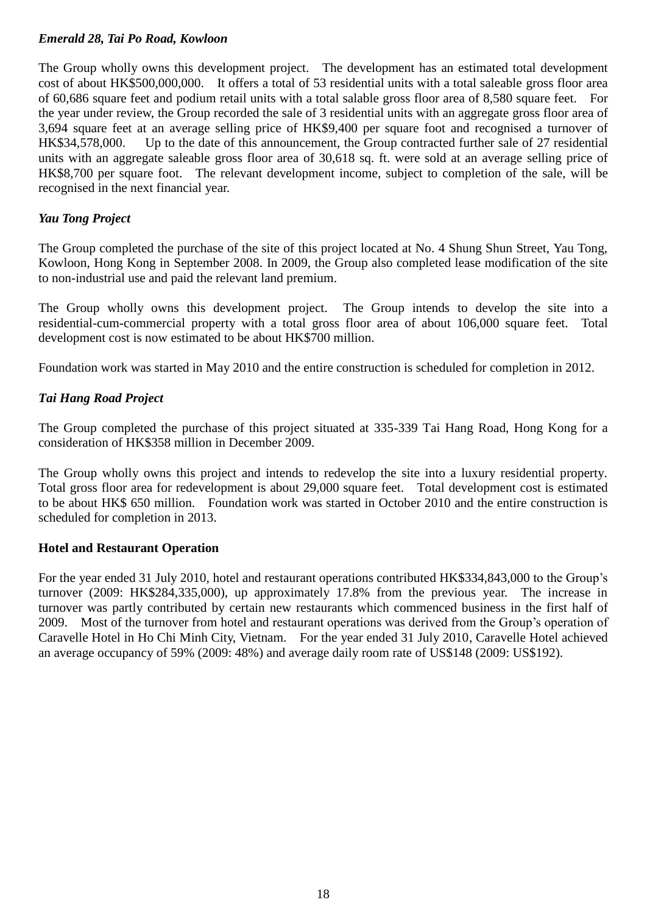***Emerald 28, Tai Po Road, Kowloon***

The Group wholly owns this development project. The development has an estimated total development cost of about HK$500,000,000. It offers a total of 53 residential units with a total saleable gross floor area of 60,686 square feet and podium retail units with a total salable gross floor area of 8,580 square feet. For the year under review, the Group recorded the sale of 3 residential units with an aggregate gross floor area of 3,694 square feet at an average selling price of HK$9,400 per square foot and recognised a turnover of HK$34,578,000. Up to the date of this announcement, the Group contracted further sale of 27 residential units with an aggregate saleable gross floor area of 30,618 sq. ft. were sold at an average selling price of HK$8,700 per square foot. The relevant development income, subject to completion of the sale, will be recognised in the next financial year.

***Yau Tong Project***

The Group completed the purchase of the site of this project located at No. 4 Shung Shun Street, Yau Tong, Kowloon, Hong Kong in September 2008. In 2009, the Group also completed lease modification of the site to non-industrial use and paid the relevant land premium.

The Group wholly owns this development project. The Group intends to develop the site into a residential-cum-commercial property with a total gross floor area of about 106,000 square feet. Total development cost is now estimated to be about HK$700 million.

Foundation work was started in May 2010 and the entire construction is scheduled for completion in 2012.

***Tai Hang Road Project***

The Group completed the purchase of this project situated at 335-339 Tai Hang Road, Hong Kong for a consideration of HK$358 million in December 2009.

The Group wholly owns this project and intends to redevelop the site into a luxury residential property. Total gross floor area for redevelopment is about 29,000 square feet. Total development cost is estimated to be about HK$ 650 million. Foundation work was started in October 2010 and the entire construction is scheduled for completion in 2013.

**Hotel and Restaurant Operation**

For the year ended 31 July 2010, hotel and restaurant operations contributed HK$334,843,000 to the Group's turnover (2009: HK$284,335,000), up approximately 17.8% from the previous year. The increase in turnover was partly contributed by certain new restaurants which commenced business in the first half of 2009. Most of the turnover from hotel and restaurant operations was derived from the Group's operation of Caravelle Hotel in Ho Chi Minh City, Vietnam. For the year ended 31 July 2010, Caravelle Hotel achieved an average occupancy of 59% (2009: 48%) and average daily room rate of US$148 (2009: US$192).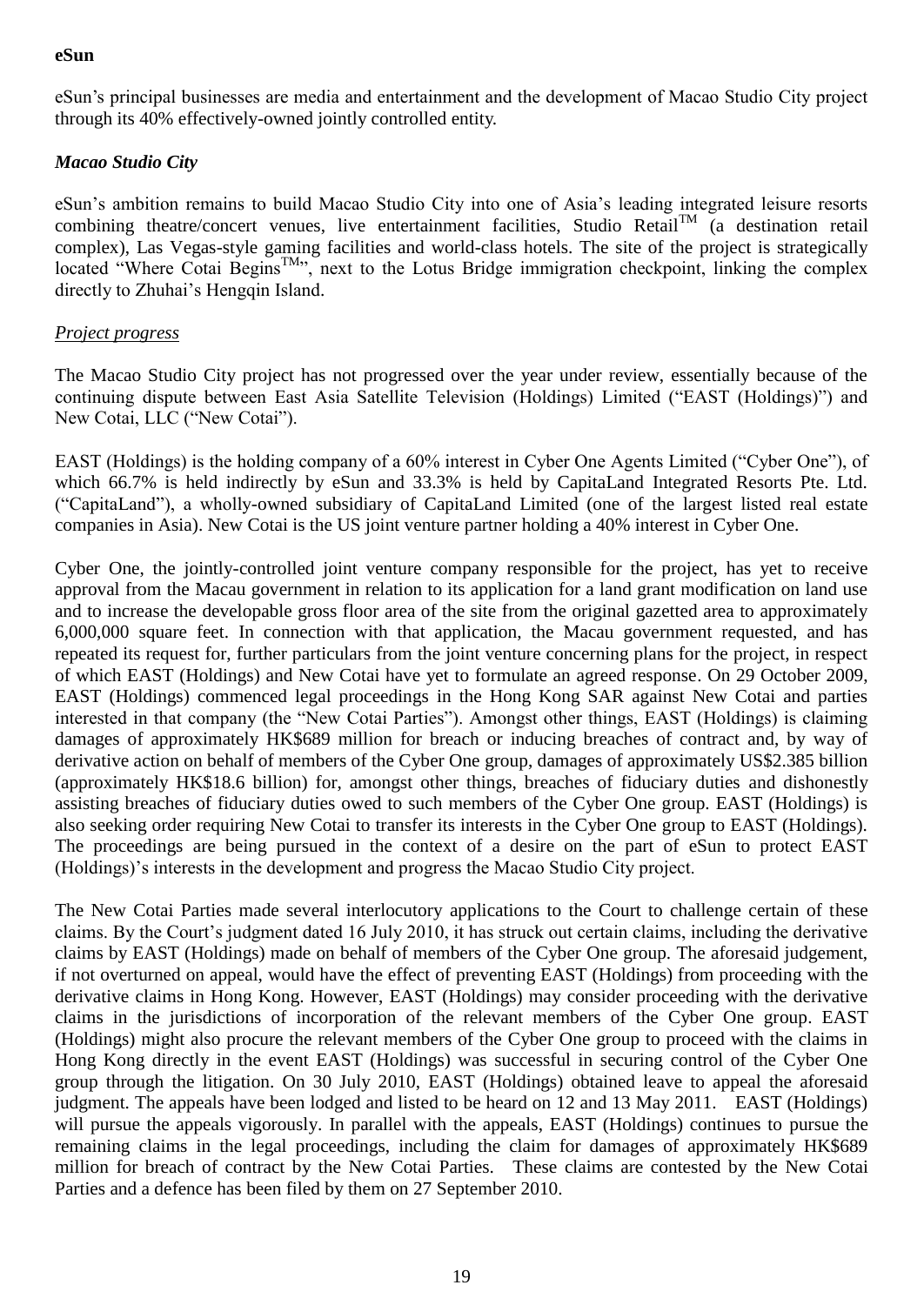**eSun**

eSun's principal businesses are media and entertainment and the development of Macao Studio City project through its 40% effectively-owned jointly controlled entity.

***Macao Studio City***

eSun's ambition remains to build Macao Studio City into one of Asia's leading integrated leisure resorts combining theatre/concert venues, live entertainment facilities, Studio Retail™ (a destination retail complex), Las Vegas-style gaming facilities and world-class hotels. The site of the project is strategically located "Where Cotai Begins™", next to the Lotus Bridge immigration checkpoint, linking the complex directly to Zhuhai's Hengqin Island.

*Project progress*

The Macao Studio City project has not progressed over the year under review, essentially because of the continuing dispute between East Asia Satellite Television (Holdings) Limited ("EAST (Holdings)") and New Cotai, LLC ("New Cotai").

EAST (Holdings) is the holding company of a 60% interest in Cyber One Agents Limited ("Cyber One"), of which 66.7% is held indirectly by eSun and 33.3% is held by CapitaLand Integrated Resorts Pte. Ltd. ("CapitaLand"), a wholly-owned subsidiary of CapitaLand Limited (one of the largest listed real estate companies in Asia). New Cotai is the US joint venture partner holding a 40% interest in Cyber One.

Cyber One, the jointly-controlled joint venture company responsible for the project, has yet to receive approval from the Macau government in relation to its application for a land grant modification on land use and to increase the developable gross floor area of the site from the original gazetted area to approximately 6,000,000 square feet. In connection with that application, the Macau government requested, and has repeated its request for, further particulars from the joint venture concerning plans for the project, in respect of which EAST (Holdings) and New Cotai have yet to formulate an agreed response. On 29 October 2009, EAST (Holdings) commenced legal proceedings in the Hong Kong SAR against New Cotai and parties interested in that company (the "New Cotai Parties"). Amongst other things, EAST (Holdings) is claiming damages of approximately HK$689 million for breach or inducing breaches of contract and, by way of derivative action on behalf of members of the Cyber One group, damages of approximately US$2.385 billion (approximately HK$18.6 billion) for, amongst other things, breaches of fiduciary duties and dishonestly assisting breaches of fiduciary duties owed to such members of the Cyber One group. EAST (Holdings) is also seeking order requiring New Cotai to transfer its interests in the Cyber One group to EAST (Holdings). The proceedings are being pursued in the context of a desire on the part of eSun to protect EAST (Holdings)'s interests in the development and progress the Macao Studio City project.

The New Cotai Parties made several interlocutory applications to the Court to challenge certain of these claims. By the Court's judgment dated 16 July 2010, it has struck out certain claims, including the derivative claims by EAST (Holdings) made on behalf of members of the Cyber One group. The aforesaid judgement, if not overturned on appeal, would have the effect of preventing EAST (Holdings) from proceeding with the derivative claims in Hong Kong. However, EAST (Holdings) may consider proceeding with the derivative claims in the jurisdictions of incorporation of the relevant members of the Cyber One group. EAST (Holdings) might also procure the relevant members of the Cyber One group to proceed with the claims in Hong Kong directly in the event EAST (Holdings) was successful in securing control of the Cyber One group through the litigation. On 30 July 2010, EAST (Holdings) obtained leave to appeal the aforesaid judgment. The appeals have been lodged and listed to be heard on 12 and 13 May 2011. EAST (Holdings) will pursue the appeals vigorously. In parallel with the appeals, EAST (Holdings) continues to pursue the remaining claims in the legal proceedings, including the claim for damages of approximately HK$689 million for breach of contract by the New Cotai Parties. These claims are contested by the New Cotai Parties and a defence has been filed by them on 27 September 2010.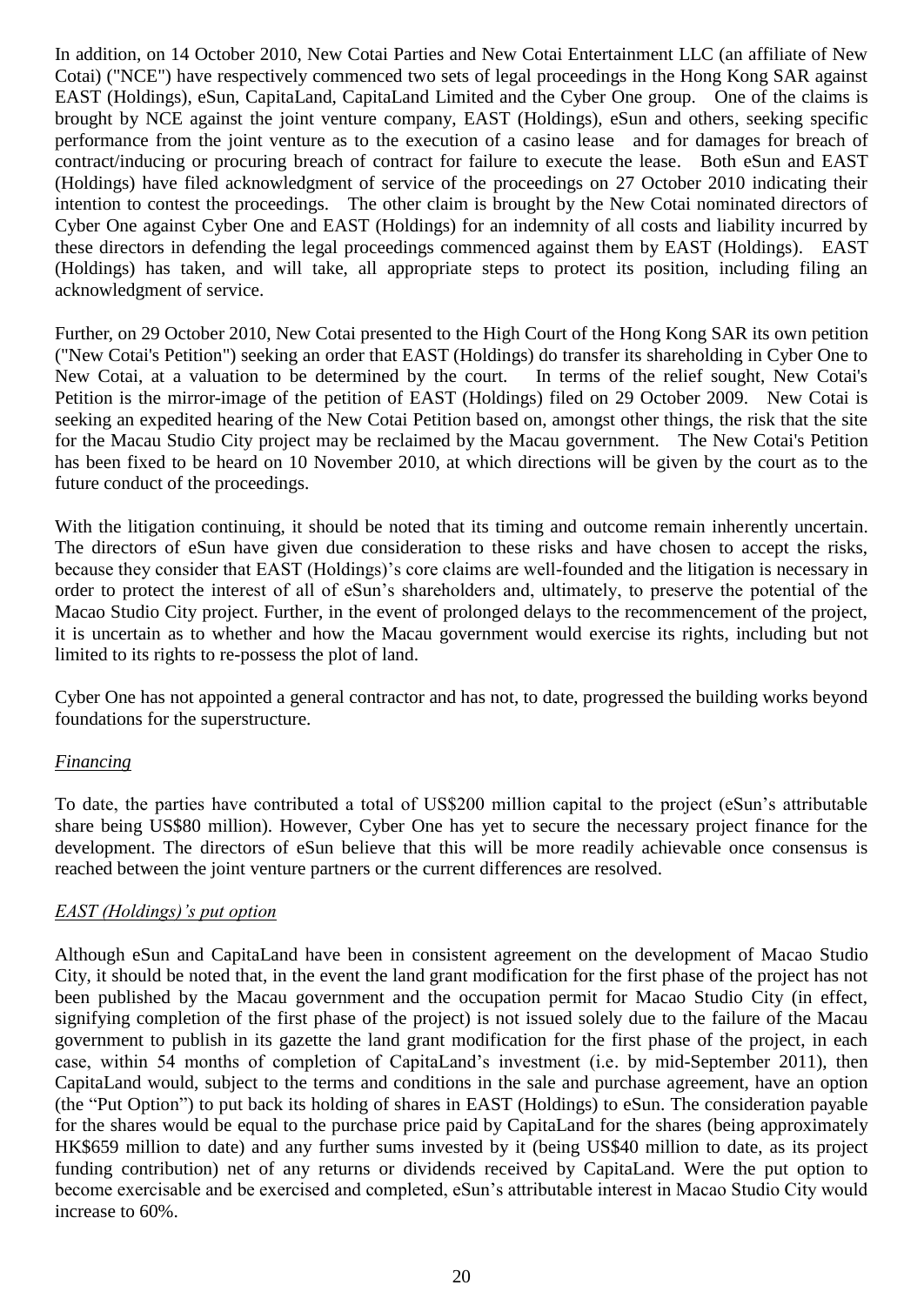In addition, on 14 October 2010, New Cotai Parties and New Cotai Entertainment LLC (an affiliate of New Cotai) ("NCE") have respectively commenced two sets of legal proceedings in the Hong Kong SAR against EAST (Holdings), eSun, CapitaLand, CapitaLand Limited and the Cyber One group. One of the claims is brought by NCE against the joint venture company, EAST (Holdings), eSun and others, seeking specific performance from the joint venture as to the execution of a casino lease and for damages for breach of contract/inducing or procuring breach of contract for failure to execute the lease. Both eSun and EAST (Holdings) have filed acknowledgment of service of the proceedings on 27 October 2010 indicating their intention to contest the proceedings. The other claim is brought by the New Cotai nominated directors of Cyber One against Cyber One and EAST (Holdings) for an indemnity of all costs and liability incurred by these directors in defending the legal proceedings commenced against them by EAST (Holdings). EAST (Holdings) has taken, and will take, all appropriate steps to protect its position, including filing an acknowledgment of service.

Further, on 29 October 2010, New Cotai presented to the High Court of the Hong Kong SAR its own petition ("New Cotai's Petition") seeking an order that EAST (Holdings) do transfer its shareholding in Cyber One to New Cotai, at a valuation to be determined by the court. In terms of the relief sought, New Cotai's Petition is the mirror-image of the petition of EAST (Holdings) filed on 29 October 2009. New Cotai is seeking an expedited hearing of the New Cotai Petition based on, amongst other things, the risk that the site for the Macau Studio City project may be reclaimed by the Macau government. The New Cotai's Petition has been fixed to be heard on 10 November 2010, at which directions will be given by the court as to the future conduct of the proceedings.

With the litigation continuing, it should be noted that its timing and outcome remain inherently uncertain. The directors of eSun have given due consideration to these risks and have chosen to accept the risks, because they consider that EAST (Holdings)'s core claims are well-founded and the litigation is necessary in order to protect the interest of all of eSun's shareholders and, ultimately, to preserve the potential of the Macao Studio City project. Further, in the event of prolonged delays to the recommencement of the project, it is uncertain as to whether and how the Macau government would exercise its rights, including but not limited to its rights to re-possess the plot of land.

Cyber One has not appointed a general contractor and has not, to date, progressed the building works beyond foundations for the superstructure.

*Financing*

To date, the parties have contributed a total of US$200 million capital to the project (eSun's attributable share being US$80 million). However, Cyber One has yet to secure the necessary project finance for the development. The directors of eSun believe that this will be more readily achievable once consensus is reached between the joint venture partners or the current differences are resolved.

*EAST (Holdings)'s put option*

Although eSun and CapitaLand have been in consistent agreement on the development of Macao Studio City, it should be noted that, in the event the land grant modification for the first phase of the project has not been published by the Macau government and the occupation permit for Macao Studio City (in effect, signifying completion of the first phase of the project) is not issued solely due to the failure of the Macau government to publish in its gazette the land grant modification for the first phase of the project, in each case, within 54 months of completion of CapitaLand's investment (i.e. by mid-September 2011), then CapitaLand would, subject to the terms and conditions in the sale and purchase agreement, have an option (the "Put Option") to put back its holding of shares in EAST (Holdings) to eSun. The consideration payable for the shares would be equal to the purchase price paid by CapitaLand for the shares (being approximately HK$659 million to date) and any further sums invested by it (being US$40 million to date, as its project funding contribution) net of any returns or dividends received by CapitaLand. Were the put option to become exercisable and be exercised and completed, eSun's attributable interest in Macao Studio City would increase to 60%.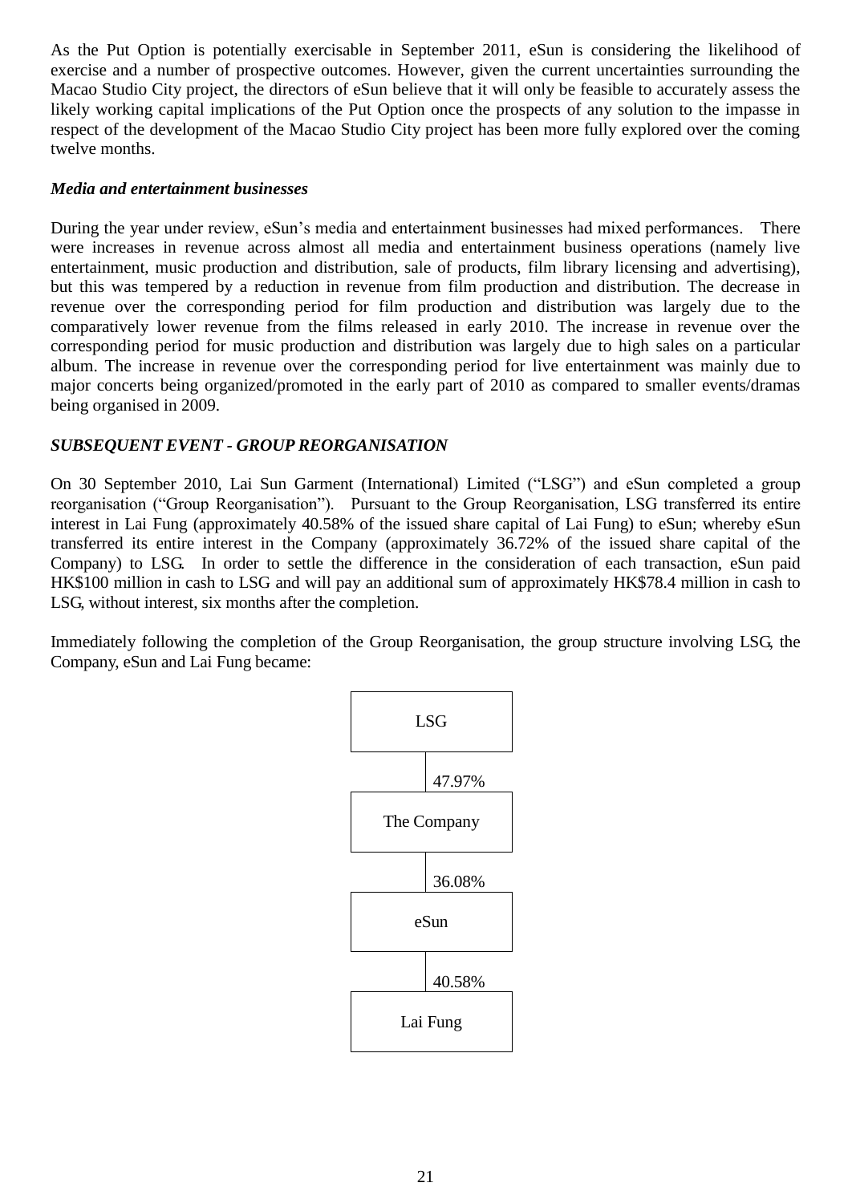As the Put Option is potentially exercisable in September 2011, eSun is considering the likelihood of exercise and a number of prospective outcomes. However, given the current uncertainties surrounding the Macao Studio City project, the directors of eSun believe that it will only be feasible to accurately assess the likely working capital implications of the Put Option once the prospects of any solution to the impasse in respect of the development of the Macao Studio City project has been more fully explored over the coming twelve months.

***Media and entertainment businesses***

During the year under review, eSun's media and entertainment businesses had mixed performances. There were increases in revenue across almost all media and entertainment business operations (namely live entertainment, music production and distribution, sale of products, film library licensing and advertising), but this was tempered by a reduction in revenue from film production and distribution. The decrease in revenue over the corresponding period for film production and distribution was largely due to the comparatively lower revenue from the films released in early 2010. The increase in revenue over the corresponding period for music production and distribution was largely due to high sales on a particular album. The increase in revenue over the corresponding period for live entertainment was mainly due to major concerts being organized/promoted in the early part of 2010 as compared to smaller events/dramas being organised in 2009.

***SUBSEQUENT EVENT - GROUP REORGANISATION***

On 30 September 2010, Lai Sun Garment (International) Limited ("LSG") and eSun completed a group reorganisation ("Group Reorganisation"). Pursuant to the Group Reorganisation, LSG transferred its entire interest in Lai Fung (approximately 40.58% of the issued share capital of Lai Fung) to eSun; whereby eSun transferred its entire interest in the Company (approximately 36.72% of the issued share capital of the Company) to LSG. In order to settle the difference in the consideration of each transaction, eSun paid HK$100 million in cash to LSG and will pay an additional sum of approximately HK$78.4 million in cash to LSG, without interest, six months after the completion.

Immediately following the completion of the Group Reorganisation, the group structure involving LSG, the Company, eSun and Lai Fung became:

```
LSG
 | 47.97%
The Company
 | 36.08%
eSun
 | 40.58%
Lai Fung
```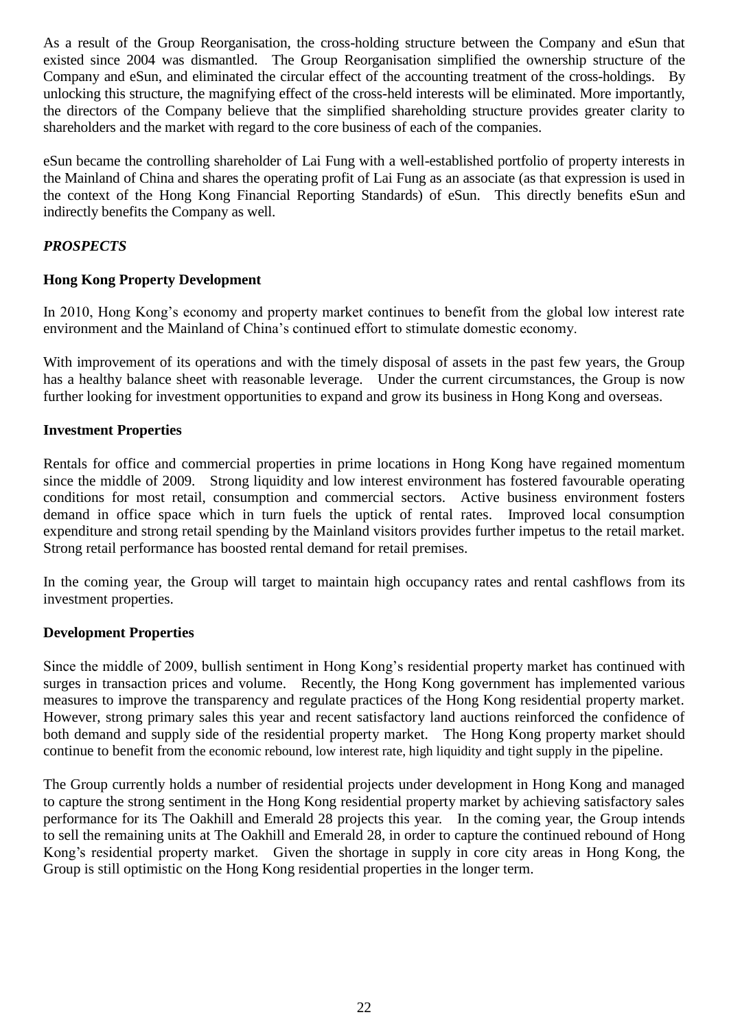As a result of the Group Reorganisation, the cross-holding structure between the Company and eSun that existed since 2004 was dismantled. The Group Reorganisation simplified the ownership structure of the Company and eSun, and eliminated the circular effect of the accounting treatment of the cross-holdings. By unlocking this structure, the magnifying effect of the cross-held interests will be eliminated. More importantly, the directors of the Company believe that the simplified shareholding structure provides greater clarity to shareholders and the market with regard to the core business of each of the companies.

eSun became the controlling shareholder of Lai Fung with a well-established portfolio of property interests in the Mainland of China and shares the operating profit of Lai Fung as an associate (as that expression is used in the context of the Hong Kong Financial Reporting Standards) of eSun. This directly benefits eSun and indirectly benefits the Company as well.

***PROSPECTS***

**Hong Kong Property Development**

In 2010, Hong Kong's economy and property market continues to benefit from the global low interest rate environment and the Mainland of China's continued effort to stimulate domestic economy.

With improvement of its operations and with the timely disposal of assets in the past few years, the Group has a healthy balance sheet with reasonable leverage. Under the current circumstances, the Group is now further looking for investment opportunities to expand and grow its business in Hong Kong and overseas.

**Investment Properties**

Rentals for office and commercial properties in prime locations in Hong Kong have regained momentum since the middle of 2009. Strong liquidity and low interest environment has fostered favourable operating conditions for most retail, consumption and commercial sectors. Active business environment fosters demand in office space which in turn fuels the uptick of rental rates. Improved local consumption expenditure and strong retail spending by the Mainland visitors provides further impetus to the retail market. Strong retail performance has boosted rental demand for retail premises.

In the coming year, the Group will target to maintain high occupancy rates and rental cashflows from its investment properties.

**Development Properties**

Since the middle of 2009, bullish sentiment in Hong Kong's residential property market has continued with surges in transaction prices and volume. Recently, the Hong Kong government has implemented various measures to improve the transparency and regulate practices of the Hong Kong residential property market. However, strong primary sales this year and recent satisfactory land auctions reinforced the confidence of both demand and supply side of the residential property market. The Hong Kong property market should continue to benefit from the economic rebound, low interest rate, high liquidity and tight supply in the pipeline.

The Group currently holds a number of residential projects under development in Hong Kong and managed to capture the strong sentiment in the Hong Kong residential property market by achieving satisfactory sales performance for its The Oakhill and Emerald 28 projects this year. In the coming year, the Group intends to sell the remaining units at The Oakhill and Emerald 28, in order to capture the continued rebound of Hong Kong's residential property market. Given the shortage in supply in core city areas in Hong Kong, the Group is still optimistic on the Hong Kong residential properties in the longer term.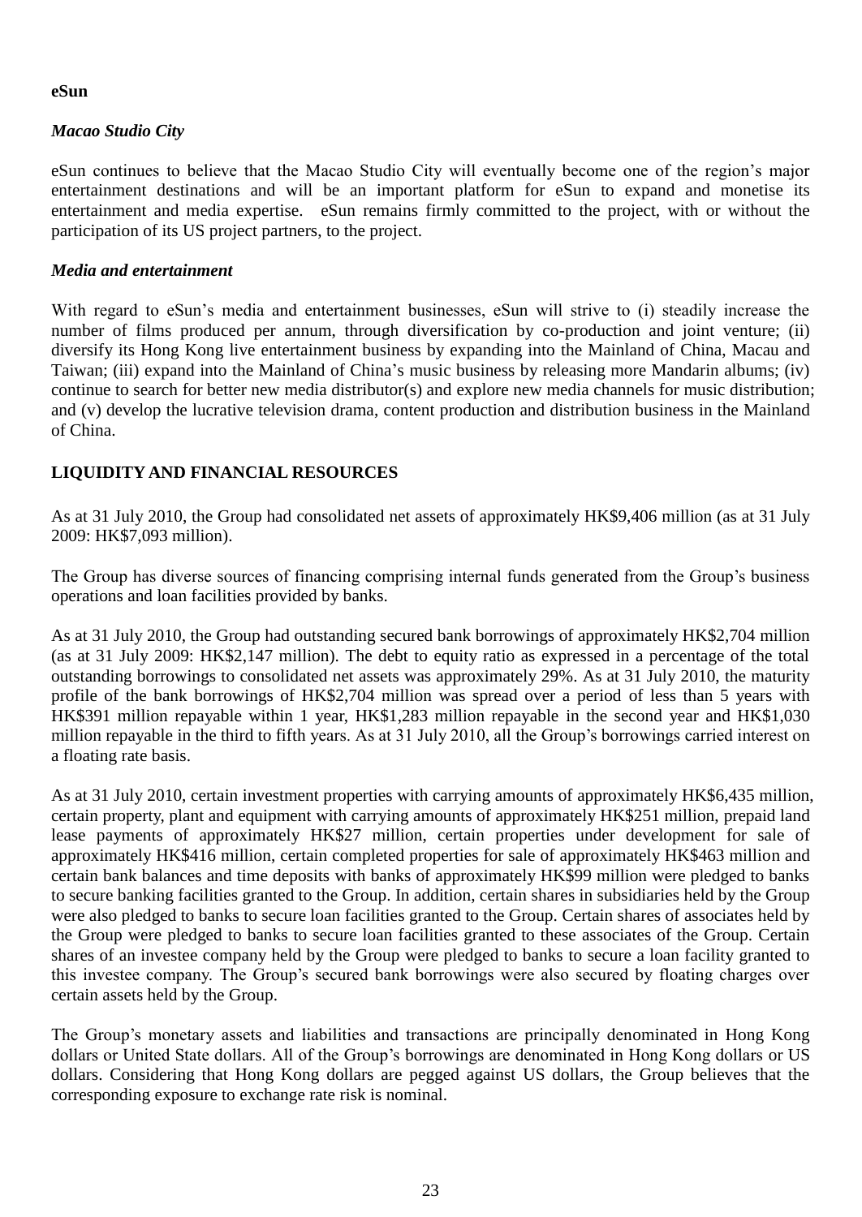**eSun**

***Macao Studio City***

eSun continues to believe that the Macao Studio City will eventually become one of the region's major entertainment destinations and will be an important platform for eSun to expand and monetise its entertainment and media expertise. eSun remains firmly committed to the project, with or without the participation of its US project partners, to the project.

***Media and entertainment***

With regard to eSun's media and entertainment businesses, eSun will strive to (i) steadily increase the number of films produced per annum, through diversification by co-production and joint venture; (ii) diversify its Hong Kong live entertainment business by expanding into the Mainland of China, Macau and Taiwan; (iii) expand into the Mainland of China's music business by releasing more Mandarin albums; (iv) continue to search for better new media distributor(s) and explore new media channels for music distribution; and (v) develop the lucrative television drama, content production and distribution business in the Mainland of China.

## LIQUIDITY AND FINANCIAL RESOURCES

As at 31 July 2010, the Group had consolidated net assets of approximately HK$9,406 million (as at 31 July 2009: HK$7,093 million).

The Group has diverse sources of financing comprising internal funds generated from the Group's business operations and loan facilities provided by banks.

As at 31 July 2010, the Group had outstanding secured bank borrowings of approximately HK$2,704 million (as at 31 July 2009: HK$2,147 million). The debt to equity ratio as expressed in a percentage of the total outstanding borrowings to consolidated net assets was approximately 29%. As at 31 July 2010, the maturity profile of the bank borrowings of HK$2,704 million was spread over a period of less than 5 years with HK$391 million repayable within 1 year, HK$1,283 million repayable in the second year and HK$1,030 million repayable in the third to fifth years. As at 31 July 2010, all the Group's borrowings carried interest on a floating rate basis.

As at 31 July 2010, certain investment properties with carrying amounts of approximately HK$6,435 million, certain property, plant and equipment with carrying amounts of approximately HK$251 million, prepaid land lease payments of approximately HK$27 million, certain properties under development for sale of approximately HK$416 million, certain completed properties for sale of approximately HK$463 million and certain bank balances and time deposits with banks of approximately HK$99 million were pledged to banks to secure banking facilities granted to the Group. In addition, certain shares in subsidiaries held by the Group were also pledged to banks to secure loan facilities granted to the Group. Certain shares of associates held by the Group were pledged to banks to secure loan facilities granted to these associates of the Group. Certain shares of an investee company held by the Group were pledged to banks to secure a loan facility granted to this investee company. The Group's secured bank borrowings were also secured by floating charges over certain assets held by the Group.

The Group's monetary assets and liabilities and transactions are principally denominated in Hong Kong dollars or United State dollars. All of the Group's borrowings are denominated in Hong Kong dollars or US dollars. Considering that Hong Kong dollars are pegged against US dollars, the Group believes that the corresponding exposure to exchange rate risk is nominal.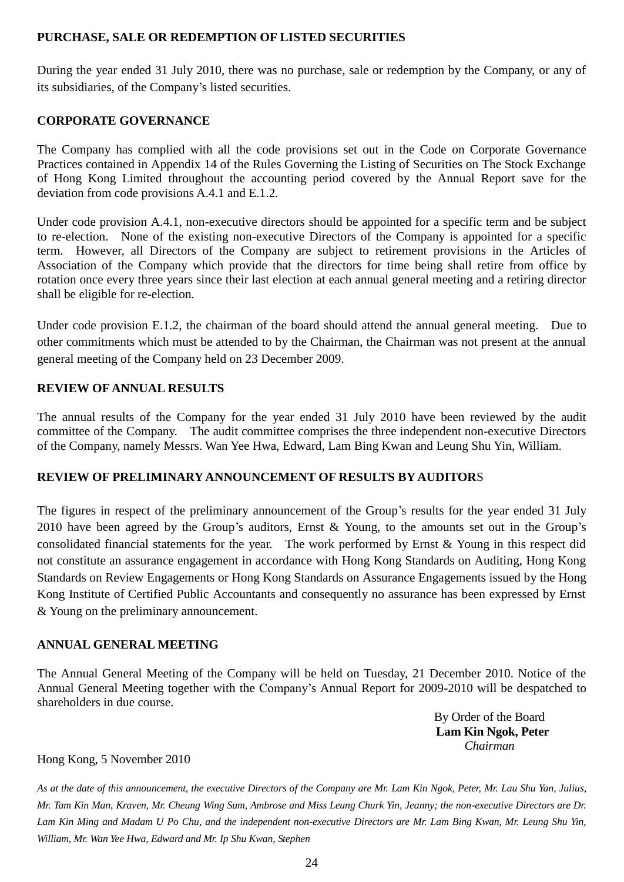## PURCHASE, SALE OR REDEMPTION OF LISTED SECURITIES

During the year ended 31 July 2010, there was no purchase, sale or redemption by the Company, or any of its subsidiaries, of the Company's listed securities.

## CORPORATE GOVERNANCE

The Company has complied with all the code provisions set out in the Code on Corporate Governance Practices contained in Appendix 14 of the Rules Governing the Listing of Securities on The Stock Exchange of Hong Kong Limited throughout the accounting period covered by the Annual Report save for the deviation from code provisions A.4.1 and E.1.2.

Under code provision A.4.1, non-executive directors should be appointed for a specific term and be subject to re-election. None of the existing non-executive Directors of the Company is appointed for a specific term. However, all Directors of the Company are subject to retirement provisions in the Articles of Association of the Company which provide that the directors for time being shall retire from office by rotation once every three years since their last election at each annual general meeting and a retiring director shall be eligible for re-election.

Under code provision E.1.2, the chairman of the board should attend the annual general meeting. Due to other commitments which must be attended to by the Chairman, the Chairman was not present at the annual general meeting of the Company held on 23 December 2009.

## REVIEW OF ANNUAL RESULTS

The annual results of the Company for the year ended 31 July 2010 have been reviewed by the audit committee of the Company. The audit committee comprises the three independent non-executive Directors of the Company, namely Messrs. Wan Yee Hwa, Edward, Lam Bing Kwan and Leung Shu Yin, William.

## REVIEW OF PRELIMINARY ANNOUNCEMENT OF RESULTS BY AUDITORS

The figures in respect of the preliminary announcement of the Group's results for the year ended 31 July 2010 have been agreed by the Group's auditors, Ernst & Young, to the amounts set out in the Group's consolidated financial statements for the year. The work performed by Ernst & Young in this respect did not constitute an assurance engagement in accordance with Hong Kong Standards on Auditing, Hong Kong Standards on Review Engagements or Hong Kong Standards on Assurance Engagements issued by the Hong Kong Institute of Certified Public Accountants and consequently no assurance has been expressed by Ernst & Young on the preliminary announcement.

## ANNUAL GENERAL MEETING

The Annual General Meeting of the Company will be held on Tuesday, 21 December 2010. Notice of the Annual General Meeting together with the Company's Annual Report for 2009-2010 will be despatched to shareholders in due course.

By Order of the Board
**Lam Kin Ngok, Peter**
*Chairman*

Hong Kong, 5 November 2010

*As at the date of this announcement, the executive Directors of the Company are Mr. Lam Kin Ngok, Peter, Mr. Lau Shu Yan, Julius, Mr. Tam Kin Man, Kraven, Mr. Cheung Wing Sum, Ambrose and Miss Leung Churk Yin, Jeanny; the non-executive Directors are Dr. Lam Kin Ming and Madam U Po Chu, and the independent non-executive Directors are Mr. Lam Bing Kwan, Mr. Leung Shu Yin, William, Mr. Wan Yee Hwa, Edward and Mr. Ip Shu Kwan, Stephen*